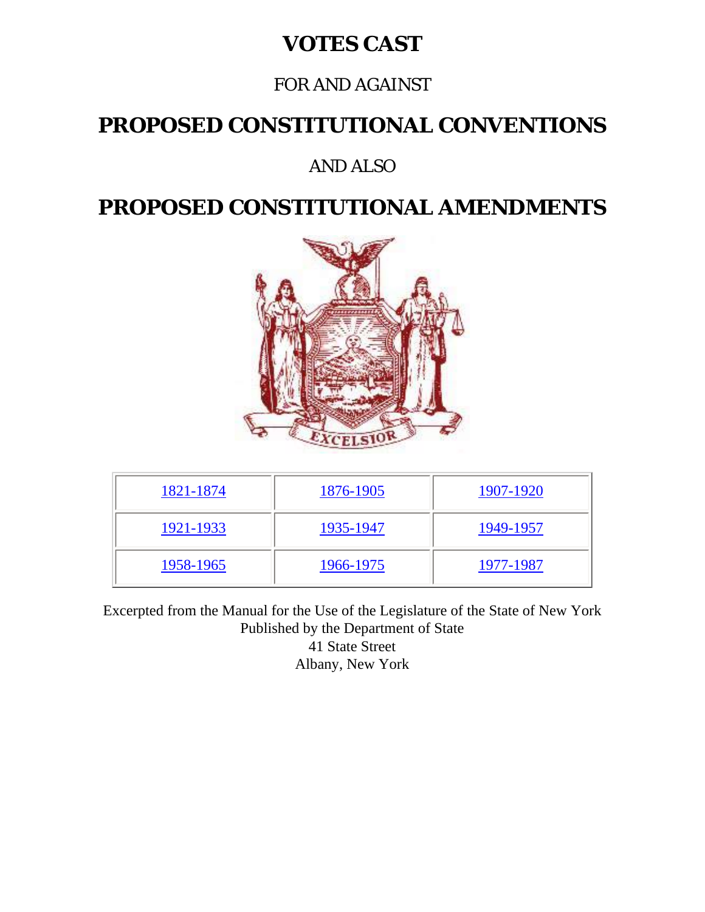# VOTES CAST

FOR AND AGAINST

# PROPOSED CONSTITUTIONAL CONVENTIONS

AND ALSO

# PROPOSED CONSTITUTIONAL AMENDMENTS

| | | |
|---|---|---|
| 1821-1874 | 1876-1905 | 1907-1920 |
| 1921-1933 | 1935-1947 | 1949-1957 |
| 1958-1965 | 1966-1975 | 1977-1987 |

Excerpted from the Manual for the Use of the Legislature of the State of New York
Published by the Department of State
41 State Street
Albany, New York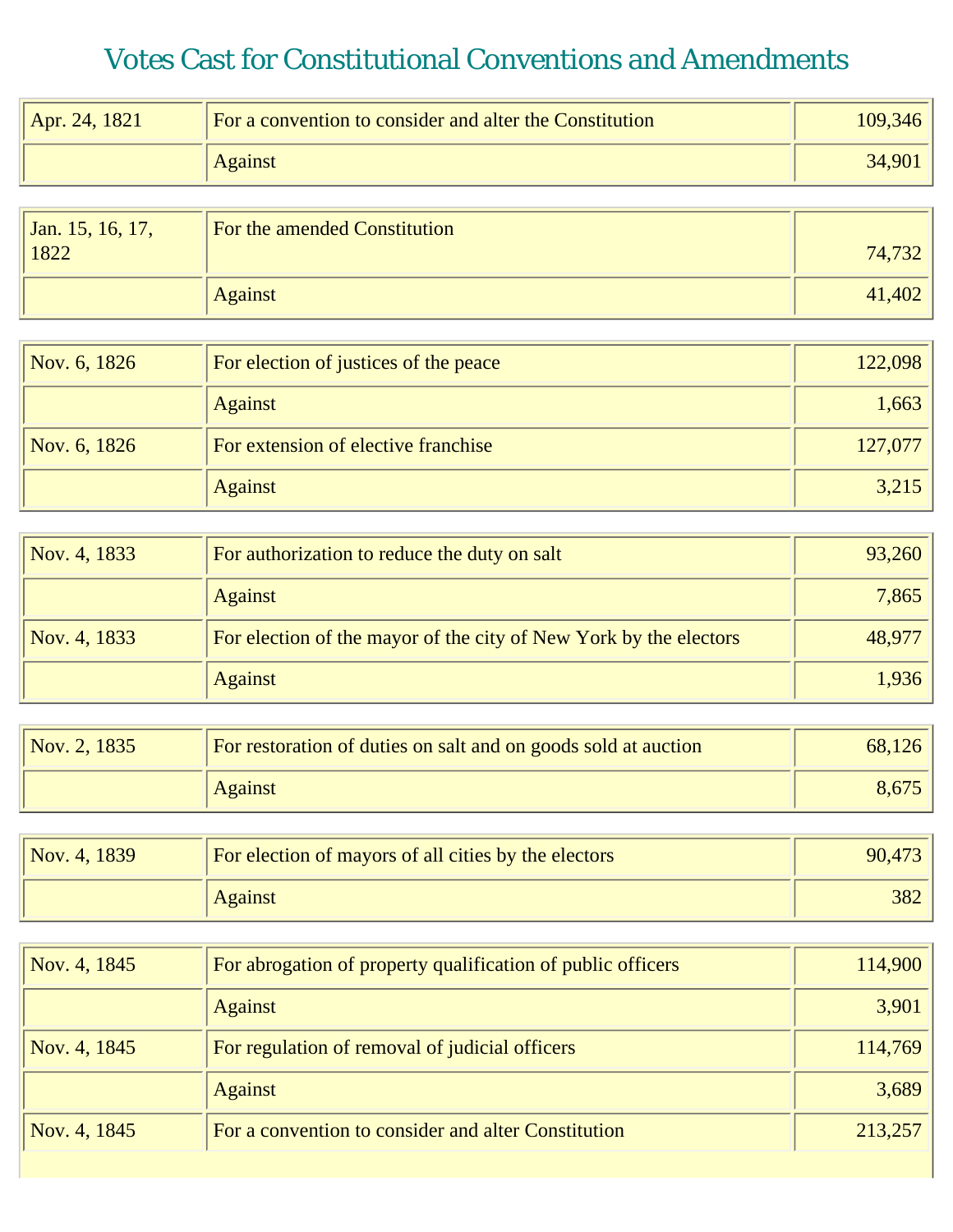# Votes Cast for Constitutional Conventions and Amendments

| | | |
|---|---|---|
| Apr. 24, 1821 | For a convention to consider and alter the Constitution | 109,346 |
| | Against | 34,901 |
| Jan. 15, 16, 17, 1822 | For the amended Constitution | 74,732 |
| | Against | 41,402 |
| Nov. 6, 1826 | For election of justices of the peace | 122,098 |
| | Against | 1,663 |
| Nov. 6, 1826 | For extension of elective franchise | 127,077 |
| | Against | 3,215 |
| Nov. 4, 1833 | For authorization to reduce the duty on salt | 93,260 |
| | Against | 7,865 |
| Nov. 4, 1833 | For election of the mayor of the city of New York by the electors | 48,977 |
| | Against | 1,936 |
| Nov. 2, 1835 | For restoration of duties on salt and on goods sold at auction | 68,126 |
| | Against | 8,675 |
| Nov. 4, 1839 | For election of mayors of all cities by the electors | 90,473 |
| | Against | 382 |
| Nov. 4, 1845 | For abrogation of property qualification of public officers | 114,900 |
| | Against | 3,901 |
| Nov. 4, 1845 | For regulation of removal of judicial officers | 114,769 |
| | Against | 3,689 |
| Nov. 4, 1845 | For a convention to consider and alter Constitution | 213,257 |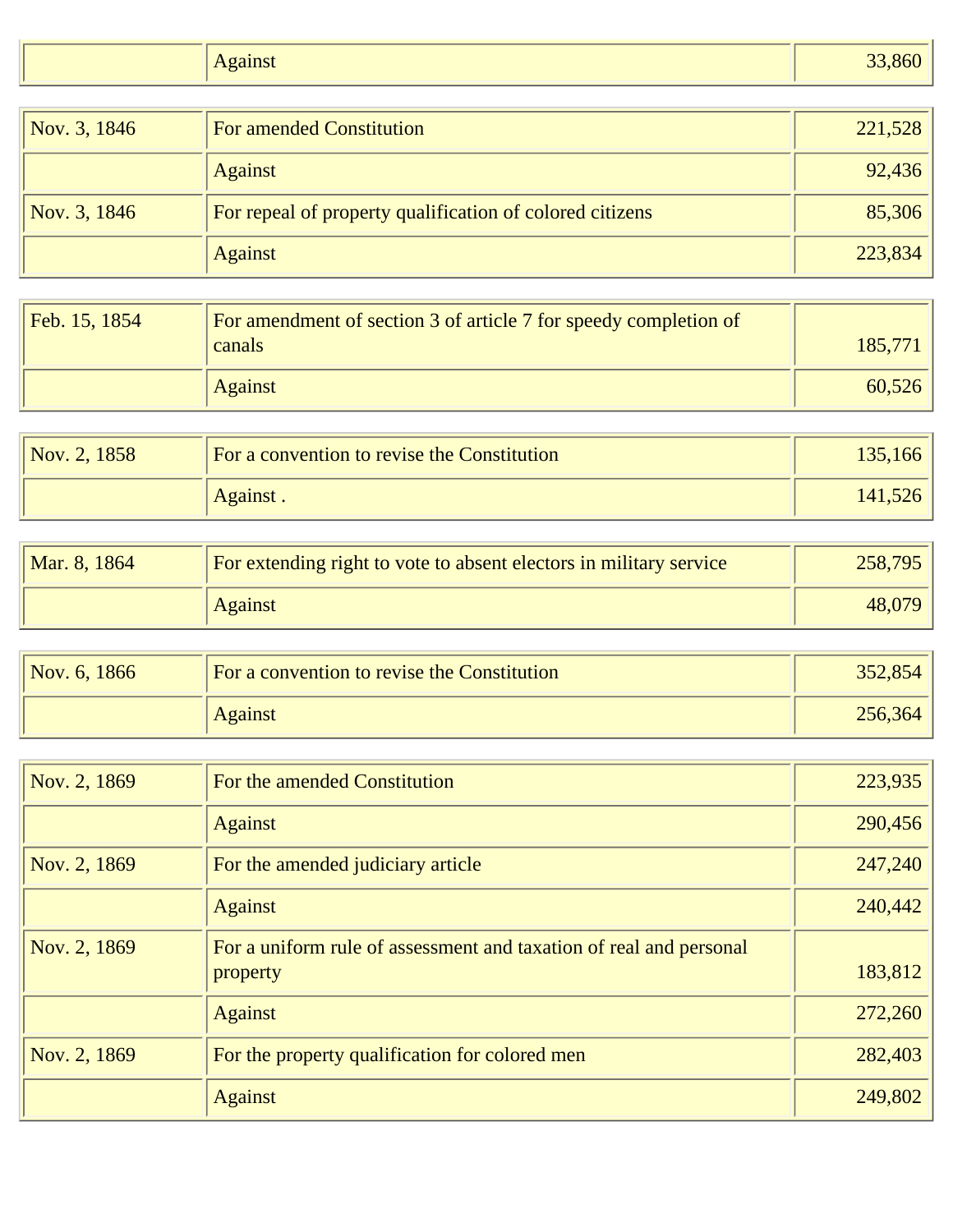| | | |
|---|---|---|
| | Against | 33,860 |

| | | |
|---|---|---|
| Nov. 3, 1846 | For amended Constitution | 221,528 |
| | Against | 92,436 |
| Nov. 3, 1846 | For repeal of property qualification of colored citizens | 85,306 |
| | Against | 223,834 |

| | | |
|---|---|---|
| Feb. 15, 1854 | For amendment of section 3 of article 7 for speedy completion of canals | 185,771 |
| | Against | 60,526 |

| | | |
|---|---|---|
| Nov. 2, 1858 | For a convention to revise the Constitution | 135,166 |
| | Against . | 141,526 |

| | | |
|---|---|---|
| Mar. 8, 1864 | For extending right to vote to absent electors in military service | 258,795 |
| | Against | 48,079 |

| | | |
|---|---|---|
| Nov. 6, 1866 | For a convention to revise the Constitution | 352,854 |
| | Against | 256,364 |

| | | |
|---|---|---|
| Nov. 2, 1869 | For the amended Constitution | 223,935 |
| | Against | 290,456 |
| Nov. 2, 1869 | For the amended judiciary article | 247,240 |
| | Against | 240,442 |
| Nov. 2, 1869 | For a uniform rule of assessment and taxation of real and personal property | 183,812 |
| | Against | 272,260 |
| Nov. 2, 1869 | For the property qualification for colored men | 282,403 |
| | Against | 249,802 |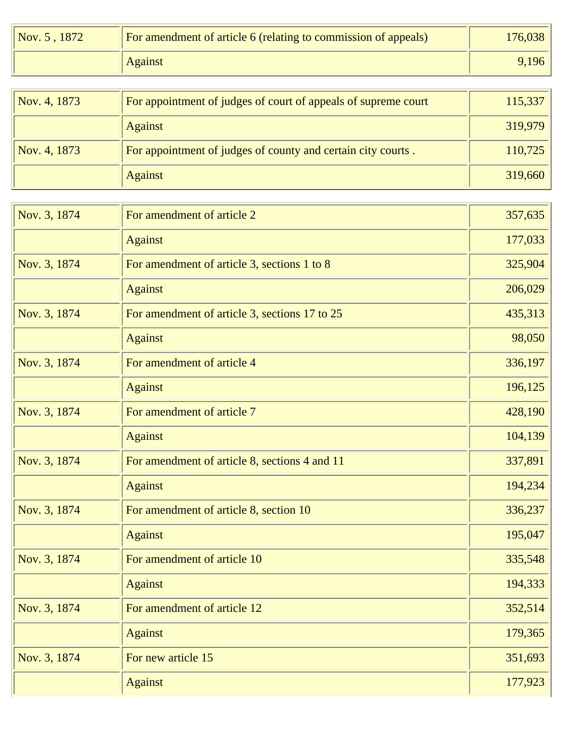| | | |
|---|---|---|
| Nov. 5 , 1872 | For amendment of article 6 (relating to commission of appeals) | 176,038 |
| | Against | 9,196 |

| | | |
|---|---|---|
| Nov. 4, 1873 | For appointment of judges of court of appeals of supreme court | 115,337 |
| | Against | 319,979 |
| Nov. 4, 1873 | For appointment of judges of county and certain city courts . | 110,725 |
| | Against | 319,660 |

| | | |
|---|---|---|
| Nov. 3, 1874 | For amendment of article 2 | 357,635 |
| | Against | 177,033 |
| Nov. 3, 1874 | For amendment of article 3, sections 1 to 8 | 325,904 |
| | Against | 206,029 |
| Nov. 3, 1874 | For amendment of article 3, sections 17 to 25 | 435,313 |
| | Against | 98,050 |
| Nov. 3, 1874 | For amendment of article 4 | 336,197 |
| | Against | 196,125 |
| Nov. 3, 1874 | For amendment of article 7 | 428,190 |
| | Against | 104,139 |
| Nov. 3, 1874 | For amendment of article 8, sections 4 and 11 | 337,891 |
| | Against | 194,234 |
| Nov. 3, 1874 | For amendment of article 8, section 10 | 336,237 |
| | Against | 195,047 |
| Nov. 3, 1874 | For amendment of article 10 | 335,548 |
| | Against | 194,333 |
| Nov. 3, 1874 | For amendment of article 12 | 352,514 |
| | Against | 179,365 |
| Nov. 3, 1874 | For new article 15 | 351,693 |
| | Against | 177,923 |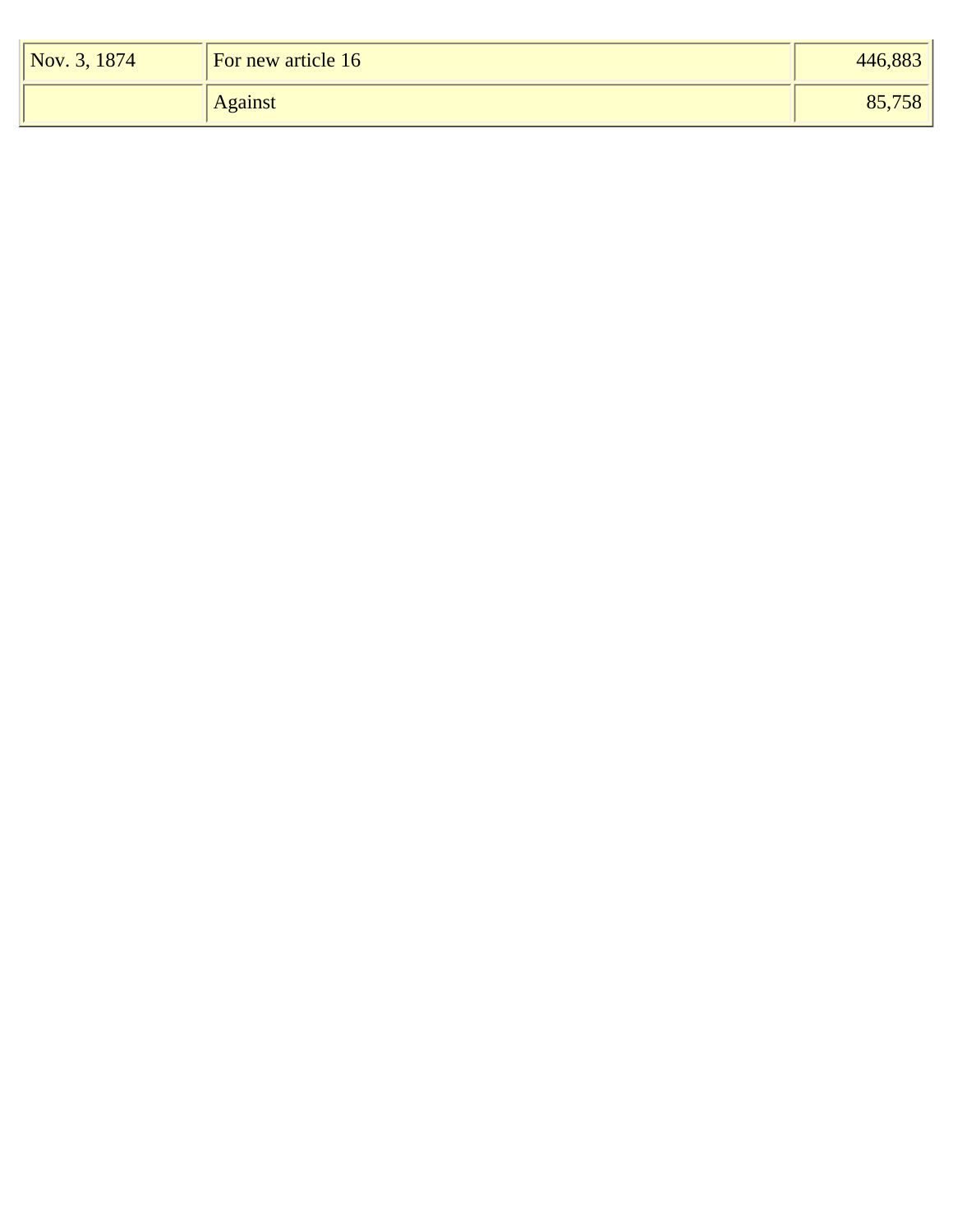| | | |
|---|---|---|
| Nov. 3, 1874 | For new article 16 | 446,883 |
| | Against | 85,758 |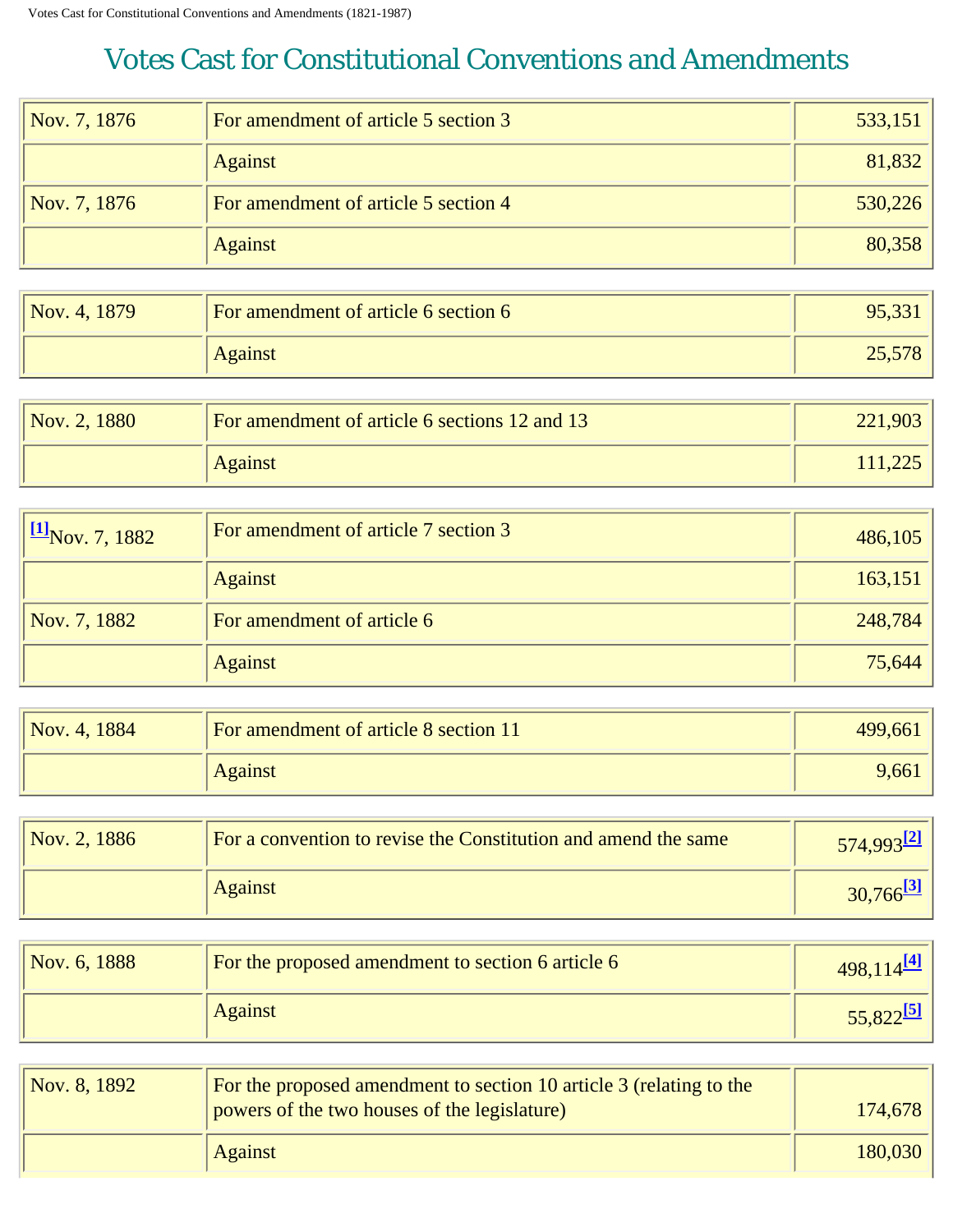# Votes Cast for Constitutional Conventions and Amendments

| | | |
|---|---|---|
| Nov. 7, 1876 | For amendment of article 5 section 3 | 533,151 |
| | Against | 81,832 |
| Nov. 7, 1876 | For amendment of article 5 section 4 | 530,226 |
| | Against | 80,358 |

| | | |
|---|---|---|
| Nov. 4, 1879 | For amendment of article 6 section 6 | 95,331 |
| | Against | 25,578 |

| | | |
|---|---|---|
| Nov. 2, 1880 | For amendment of article 6 sections 12 and 13 | 221,903 |
| | Against | 111,225 |

| | | |
|---|---|---|
| [1]Nov. 7, 1882 | For amendment of article 7 section 3 | 486,105 |
| | Against | 163,151 |
| Nov. 7, 1882 | For amendment of article 6 | 248,784 |
| | Against | 75,644 |

| | | |
|---|---|---|
| Nov. 4, 1884 | For amendment of article 8 section 11 | 499,661 |
| | Against | 9,661 |

| | | |
|---|---|---|
| Nov. 2, 1886 | For a convention to revise the Constitution and amend the same | 574,993[2] |
| | Against | 30,766[3] |

| | | |
|---|---|---|
| Nov. 6, 1888 | For the proposed amendment to section 6 article 6 | 498,114[4] |
| | Against | 55,822[5] |

| | | |
|---|---|---|
| Nov. 8, 1892 | For the proposed amendment to section 10 article 3 (relating to the powers of the two houses of the legislature) | 174,678 |
| | Against | 180,030 |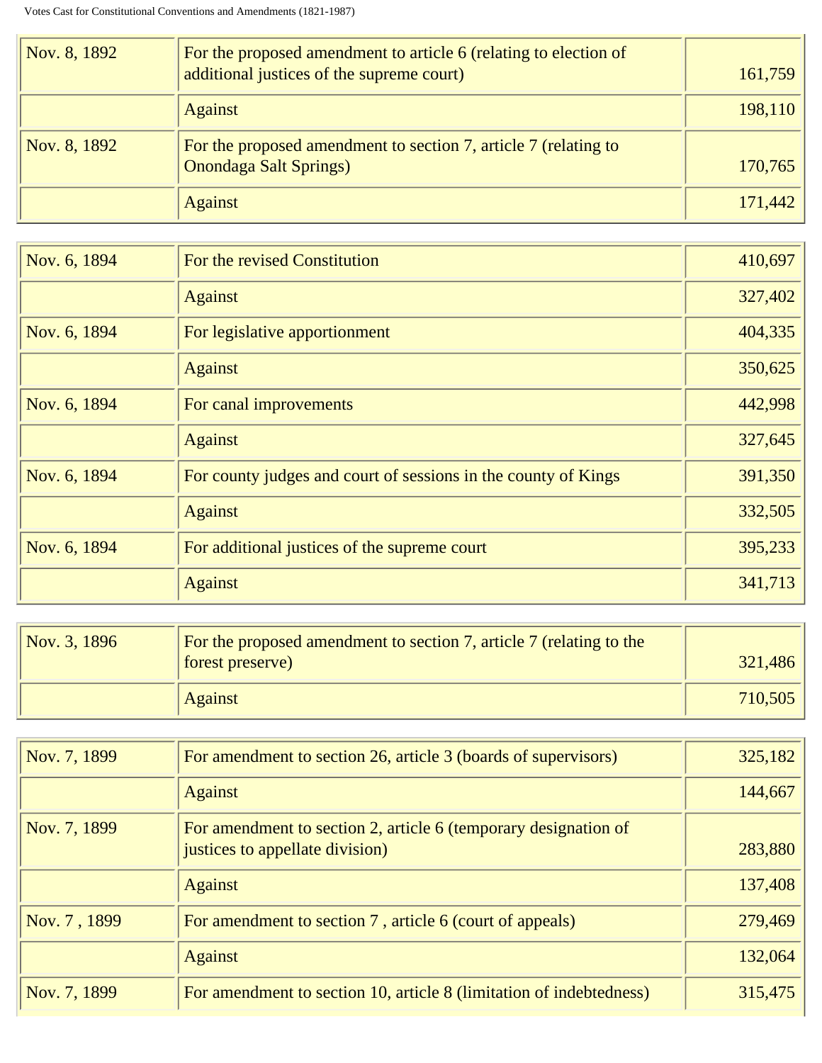| Date | Question | Votes |
|---|---|---|
| Nov. 8, 1892 | For the proposed amendment to article 6 (relating to election of additional justices of the supreme court) | 161,759 |
| | Against | 198,110 |
| Nov. 8, 1892 | For the proposed amendment to section 7, article 7 (relating to Onondaga Salt Springs) | 170,765 |
| | Against | 171,442 |

| Date | Question | Votes |
|---|---|---|
| Nov. 6, 1894 | For the revised Constitution | 410,697 |
| | Against | 327,402 |
| Nov. 6, 1894 | For legislative apportionment | 404,335 |
| | Against | 350,625 |
| Nov. 6, 1894 | For canal improvements | 442,998 |
| | Against | 327,645 |
| Nov. 6, 1894 | For county judges and court of sessions in the county of Kings | 391,350 |
| | Against | 332,505 |
| Nov. 6, 1894 | For additional justices of the supreme court | 395,233 |
| | Against | 341,713 |

| Date | Question | Votes |
|---|---|---|
| Nov. 3, 1896 | For the proposed amendment to section 7, article 7 (relating to the forest preserve) | 321,486 |
| | Against | 710,505 |

| Date | Question | Votes |
|---|---|---|
| Nov. 7, 1899 | For amendment to section 26, article 3 (boards of supervisors) | 325,182 |
| | Against | 144,667 |
| Nov. 7, 1899 | For amendment to section 2, article 6 (temporary designation of justices to appellate division) | 283,880 |
| | Against | 137,408 |
| Nov. 7 , 1899 | For amendment to section 7 , article 6 (court of appeals) | 279,469 |
| | Against | 132,064 |
| Nov. 7, 1899 | For amendment to section 10, article 8 (limitation of indebtedness) | 315,475 |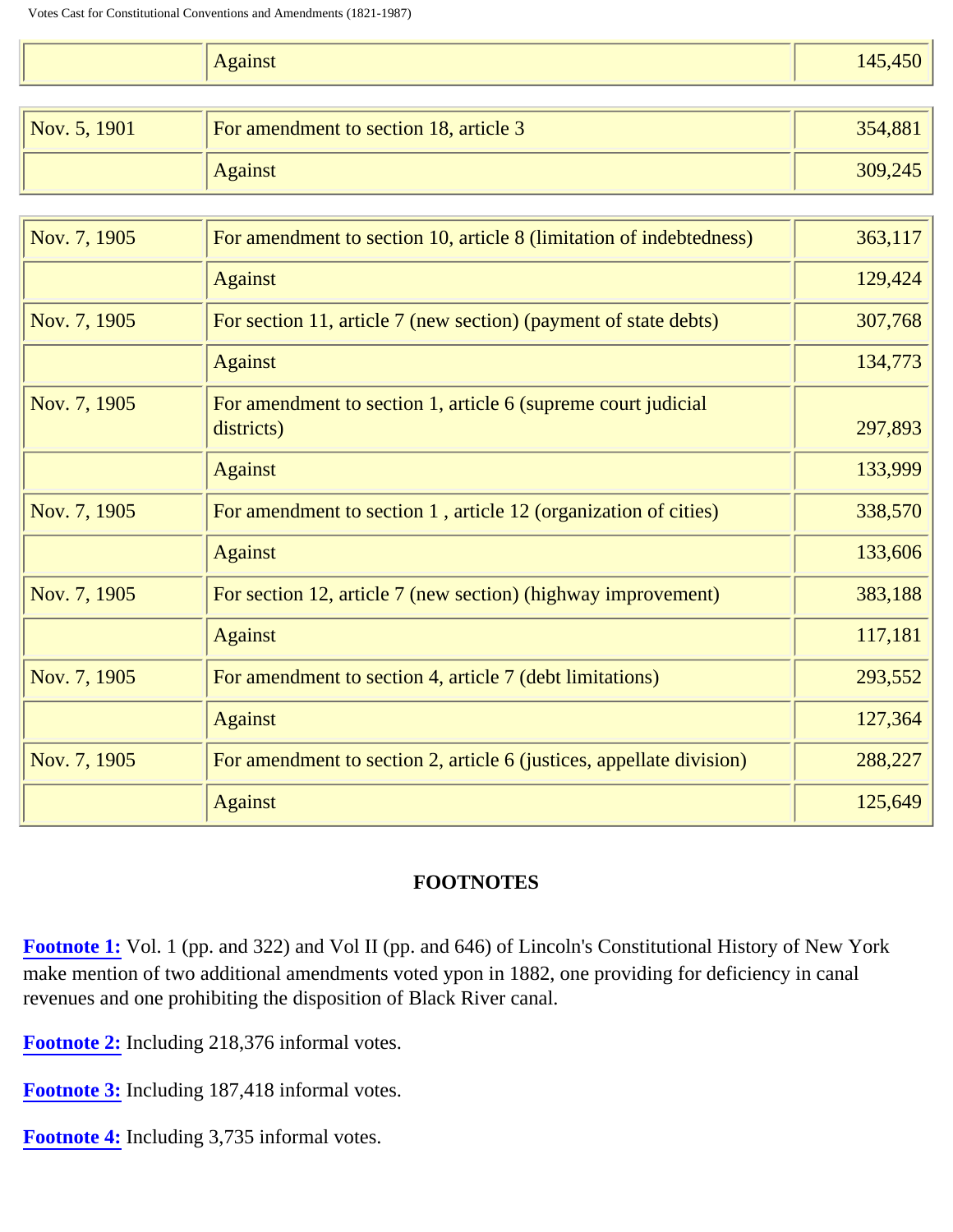| | | |
|---|---|---|
| | Against | 145,450 |

| | | |
|---|---|---|
| Nov. 5, 1901 | For amendment to section 18, article 3 | 354,881 |
| | Against | 309,245 |

| | | |
|---|---|---|
| Nov. 7, 1905 | For amendment to section 10, article 8 (limitation of indebtedness) | 363,117 |
| | Against | 129,424 |
| Nov. 7, 1905 | For section 11, article 7 (new section) (payment of state debts) | 307,768 |
| | Against | 134,773 |
| Nov. 7, 1905 | For amendment to section 1, article 6 (supreme court judicial districts) | 297,893 |
| | Against | 133,999 |
| Nov. 7, 1905 | For amendment to section 1 , article 12 (organization of cities) | 338,570 |
| | Against | 133,606 |
| Nov. 7, 1905 | For section 12, article 7 (new section) (highway improvement) | 383,188 |
| | Against | 117,181 |
| Nov. 7, 1905 | For amendment to section 4, article 7 (debt limitations) | 293,552 |
| | Against | 127,364 |
| Nov. 7, 1905 | For amendment to section 2, article 6 (justices, appellate division) | 288,227 |
| | Against | 125,649 |

## FOOTNOTES

**Footnote 1:** Vol. 1 (pp. and 322) and Vol II (pp. and 646) of Lincoln's Constitutional History of New York make mention of two additional amendments voted ypon in 1882, one providing for deficiency in canal revenues and one prohibiting the disposition of Black River canal.

**Footnote 2:** Including 218,376 informal votes.

**Footnote 3:** Including 187,418 informal votes.

**Footnote 4:** Including 3,735 informal votes.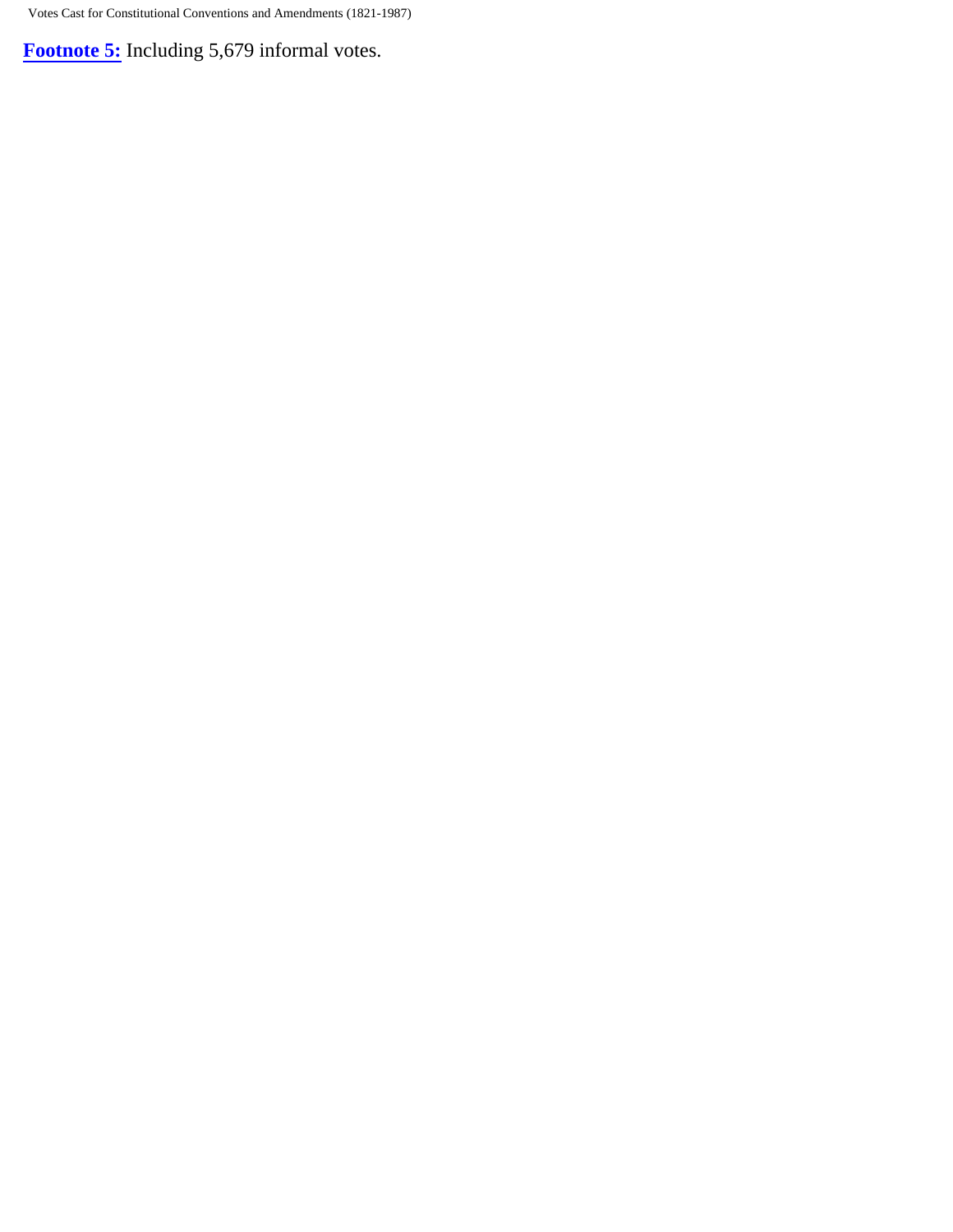**Footnote 5:** Including 5,679 informal votes.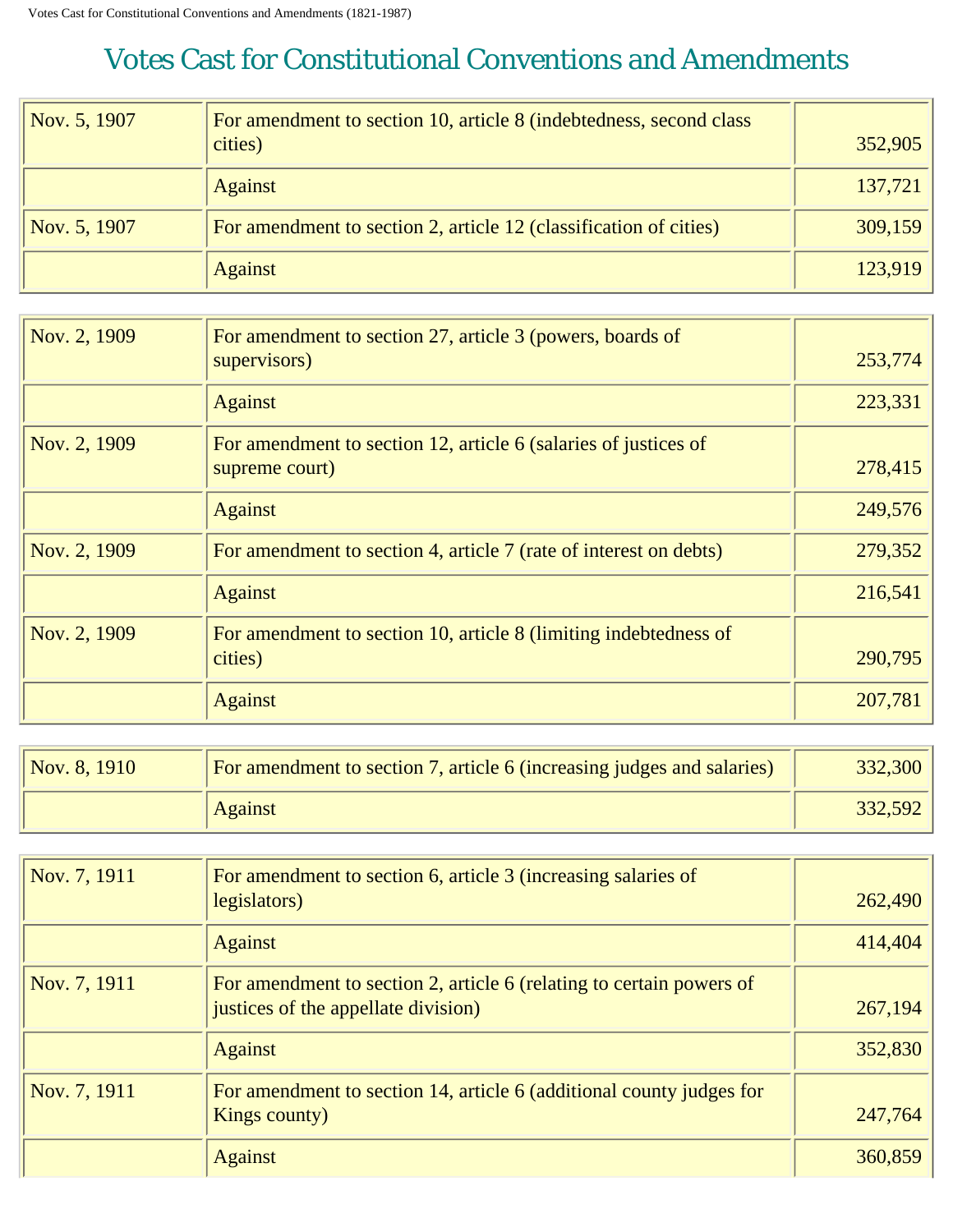# Votes Cast for Constitutional Conventions and Amendments

| | | |
|---|---|---|
| Nov. 5, 1907 | For amendment to section 10, article 8 (indebtedness, second class cities) | 352,905 |
| | Against | 137,721 |
| Nov. 5, 1907 | For amendment to section 2, article 12 (classification of cities) | 309,159 |
| | Against | 123,919 |

| | | |
|---|---|---|
| Nov. 2, 1909 | For amendment to section 27, article 3 (powers, boards of supervisors) | 253,774 |
| | Against | 223,331 |
| Nov. 2, 1909 | For amendment to section 12, article 6 (salaries of justices of supreme court) | 278,415 |
| | Against | 249,576 |
| Nov. 2, 1909 | For amendment to section 4, article 7 (rate of interest on debts) | 279,352 |
| | Against | 216,541 |
| Nov. 2, 1909 | For amendment to section 10, article 8 (limiting indebtedness of cities) | 290,795 |
| | Against | 207,781 |

| | | |
|---|---|---|
| Nov. 8, 1910 | For amendment to section 7, article 6 (increasing judges and salaries) | 332,300 |
| | Against | 332,592 |

| | | |
|---|---|---|
| Nov. 7, 1911 | For amendment to section 6, article 3 (increasing salaries of legislators) | 262,490 |
| | Against | 414,404 |
| Nov. 7, 1911 | For amendment to section 2, article 6 (relating to certain powers of justices of the appellate division) | 267,194 |
| | Against | 352,830 |
| Nov. 7, 1911 | For amendment to section 14, article 6 (additional county judges for Kings county) | 247,764 |
| | Against | 360,859 |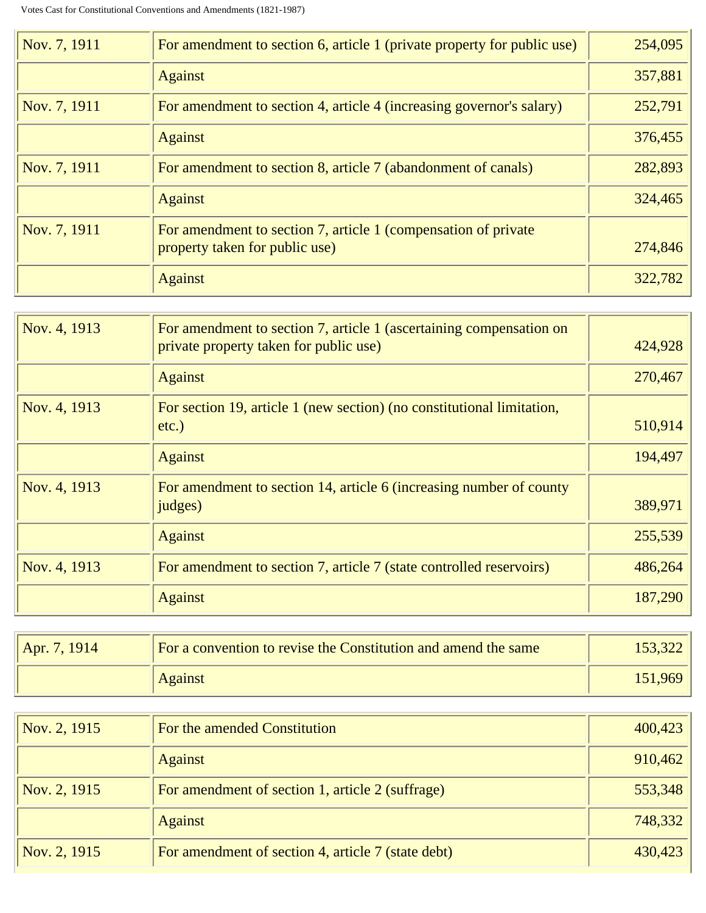| | | |
|---|---|---|
| Nov. 7, 1911 | For amendment to section 6, article 1 (private property for public use) | 254,095 |
| | Against | 357,881 |
| Nov. 7, 1911 | For amendment to section 4, article 4 (increasing governor's salary) | 252,791 |
| | Against | 376,455 |
| Nov. 7, 1911 | For amendment to section 8, article 7 (abandonment of canals) | 282,893 |
| | Against | 324,465 |
| Nov. 7, 1911 | For amendment to section 7, article 1 (compensation of private property taken for public use) | 274,846 |
| | Against | 322,782 |

| | | |
|---|---|---|
| Nov. 4, 1913 | For amendment to section 7, article 1 (ascertaining compensation on private property taken for public use) | 424,928 |
| | Against | 270,467 |
| Nov. 4, 1913 | For section 19, article 1 (new section) (no constitutional limitation, etc.) | 510,914 |
| | Against | 194,497 |
| Nov. 4, 1913 | For amendment to section 14, article 6 (increasing number of county judges) | 389,971 |
| | Against | 255,539 |
| Nov. 4, 1913 | For amendment to section 7, article 7 (state controlled reservoirs) | 486,264 |
| | Against | 187,290 |

| | | |
|---|---|---|
| Apr. 7, 1914 | For a convention to revise the Constitution and amend the same | 153,322 |
| | Against | 151,969 |

| | | |
|---|---|---|
| Nov. 2, 1915 | For the amended Constitution | 400,423 |
| | Against | 910,462 |
| Nov. 2, 1915 | For amendment of section 1, article 2 (suffrage) | 553,348 |
| | Against | 748,332 |
| Nov. 2, 1915 | For amendment of section 4, article 7 (state debt) | 430,423 |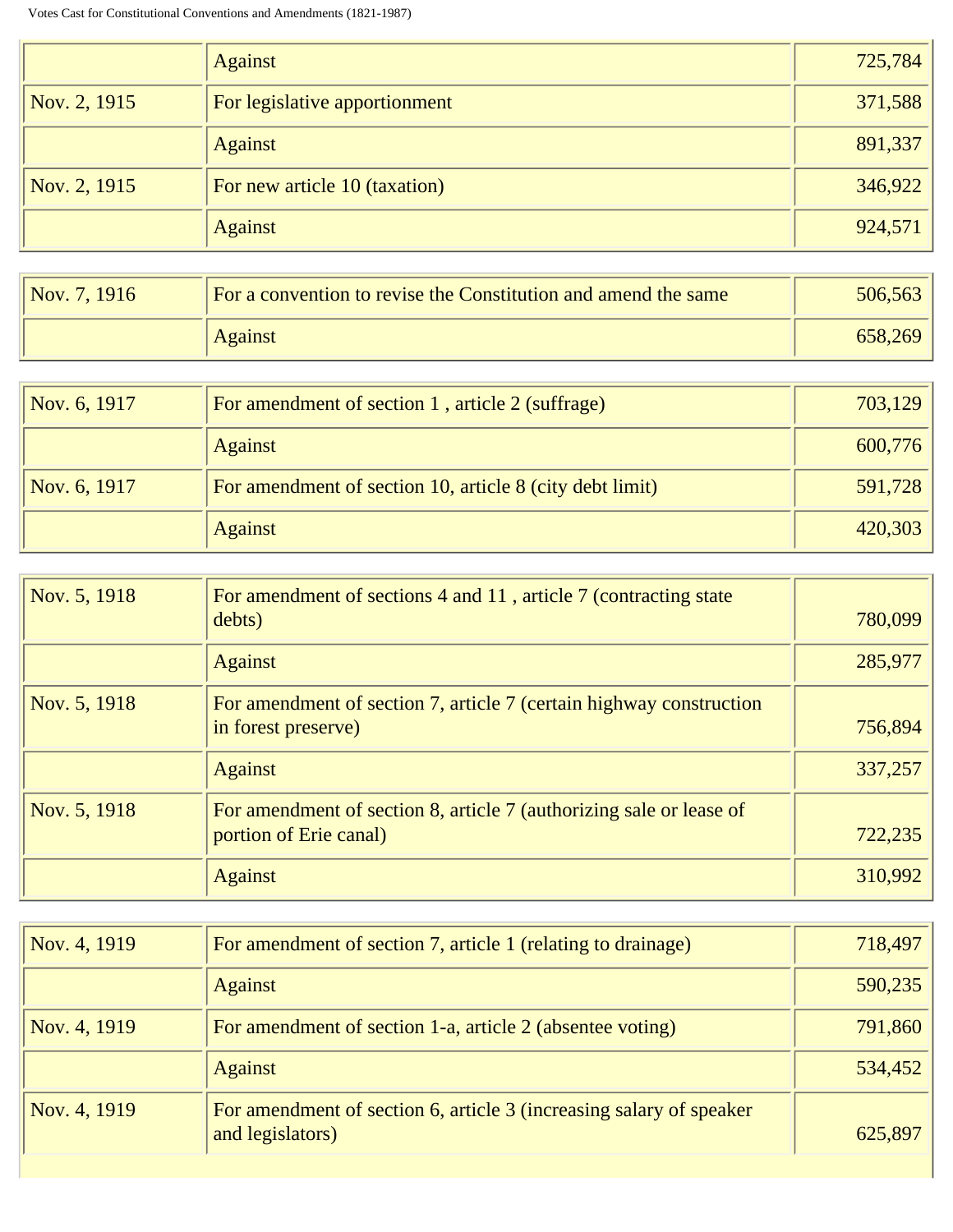| | | |
|---|---|---|
| | Against | 725,784 |
| Nov. 2, 1915 | For legislative apportionment | 371,588 |
| | Against | 891,337 |
| Nov. 2, 1915 | For new article 10 (taxation) | 346,922 |
| | Against | 924,571 |

| | | |
|---|---|---|
| Nov. 7, 1916 | For a convention to revise the Constitution and amend the same | 506,563 |
| | Against | 658,269 |

| | | |
|---|---|---|
| Nov. 6, 1917 | For amendment of section 1 , article 2 (suffrage) | 703,129 |
| | Against | 600,776 |
| Nov. 6, 1917 | For amendment of section 10, article 8 (city debt limit) | 591,728 |
| | Against | 420,303 |

| | | |
|---|---|---|
| Nov. 5, 1918 | For amendment of sections 4 and 11 , article 7 (contracting state debts) | 780,099 |
| | Against | 285,977 |
| Nov. 5, 1918 | For amendment of section 7, article 7 (certain highway construction in forest preserve) | 756,894 |
| | Against | 337,257 |
| Nov. 5, 1918 | For amendment of section 8, article 7 (authorizing sale or lease of portion of Erie canal) | 722,235 |
| | Against | 310,992 |

| | | |
|---|---|---|
| Nov. 4, 1919 | For amendment of section 7, article 1 (relating to drainage) | 718,497 |
| | Against | 590,235 |
| Nov. 4, 1919 | For amendment of section 1-a, article 2 (absentee voting) | 791,860 |
| | Against | 534,452 |
| Nov. 4, 1919 | For amendment of section 6, article 3 (increasing salary of speaker and legislators) | 625,897 |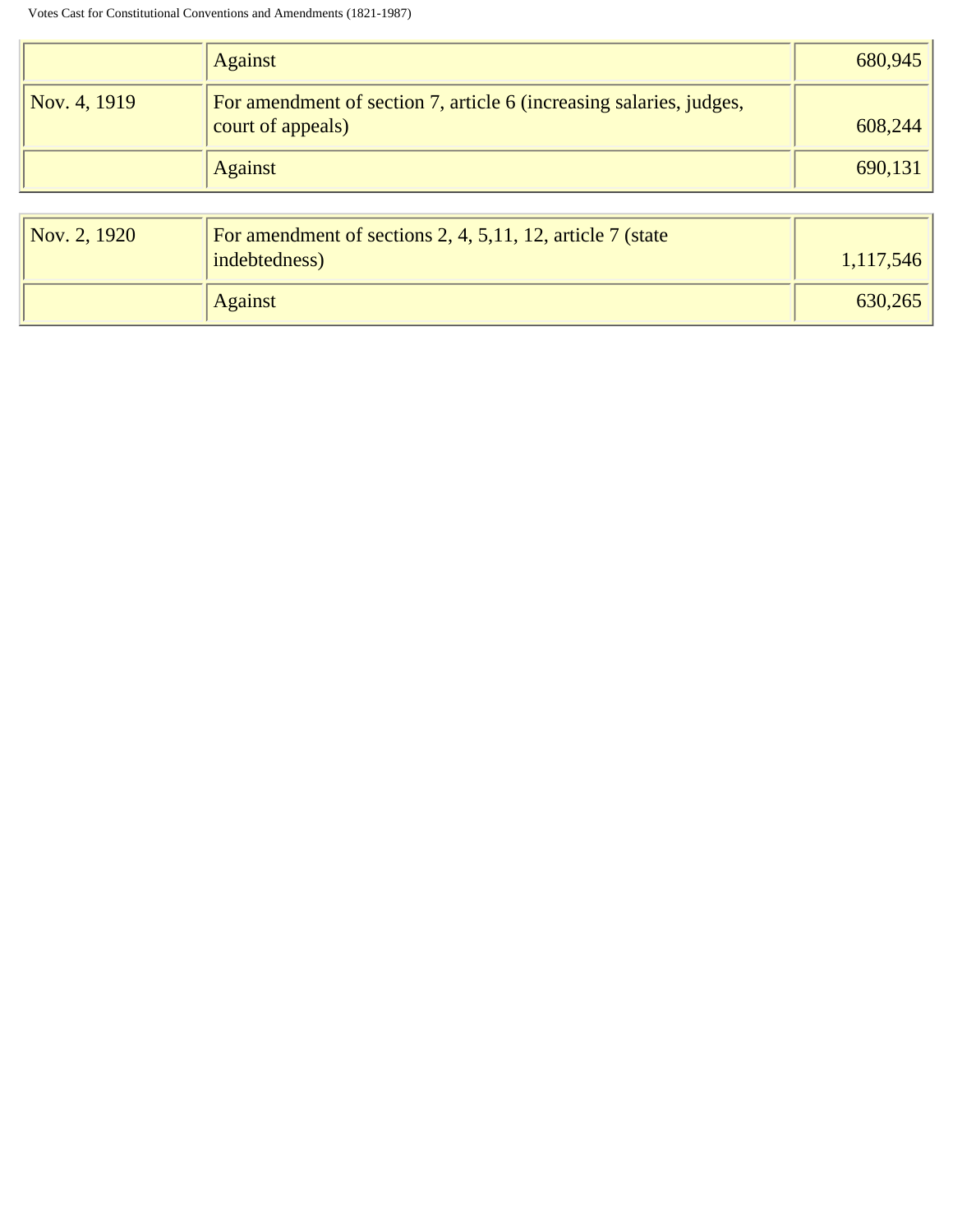| | | |
|---|---|---|
| | Against | 680,945 |
| Nov. 4, 1919 | For amendment of section 7, article 6 (increasing salaries, judges, court of appeals) | 608,244 |
| | Against | 690,131 |

| | | |
|---|---|---|
| Nov. 2, 1920 | For amendment of sections 2, 4, 5,11, 12, article 7 (state indebtedness) | 1,117,546 |
| | Against | 630,265 |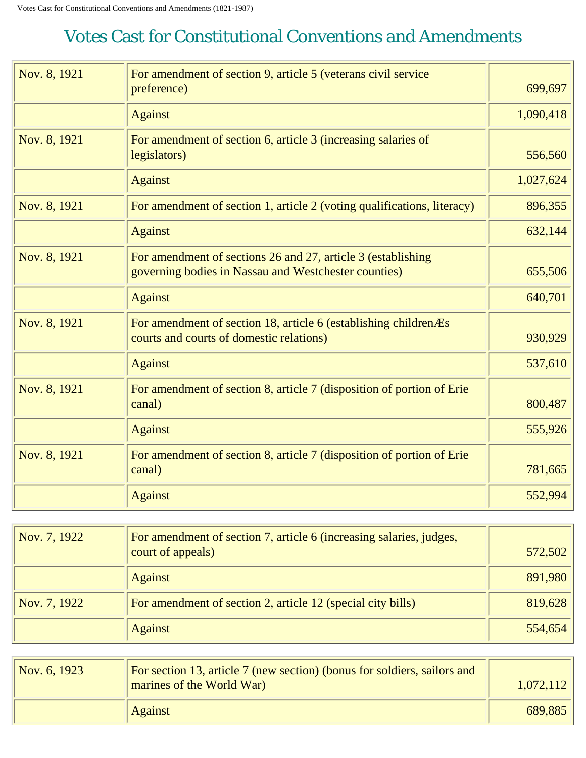# Votes Cast for Constitutional Conventions and Amendments

| | | |
|---|---|---|
| Nov. 8, 1921 | For amendment of section 9, article 5 (veterans civil service preference) | 699,697 |
| | Against | 1,090,418 |
| Nov. 8, 1921 | For amendment of section 6, article 3 (increasing salaries of legislators) | 556,560 |
| | Against | 1,027,624 |
| Nov. 8, 1921 | For amendment of section 1, article 2 (voting qualifications, literacy) | 896,355 |
| | Against | 632,144 |
| Nov. 8, 1921 | For amendment of sections 26 and 27, article 3 (establishing governing bodies in Nassau and Westchester counties) | 655,506 |
| | Against | 640,701 |
| Nov. 8, 1921 | For amendment of section 18, article 6 (establishing childrenÆs courts and courts of domestic relations) | 930,929 |
| | Against | 537,610 |
| Nov. 8, 1921 | For amendment of section 8, article 7 (disposition of portion of Erie canal) | 800,487 |
| | Against | 555,926 |
| Nov. 8, 1921 | For amendment of section 8, article 7 (disposition of portion of Erie canal) | 781,665 |
| | Against | 552,994 |

| | | |
|---|---|---|
| Nov. 7, 1922 | For amendment of section 7, article 6 (increasing salaries, judges, court of appeals) | 572,502 |
| | Against | 891,980 |
| Nov. 7, 1922 | For amendment of section 2, article 12 (special city bills) | 819,628 |
| | Against | 554,654 |

| | | |
|---|---|---|
| Nov. 6, 1923 | For section 13, article 7 (new section) (bonus for soldiers, sailors and marines of the World War) | 1,072,112 |
| | Against | 689,885 |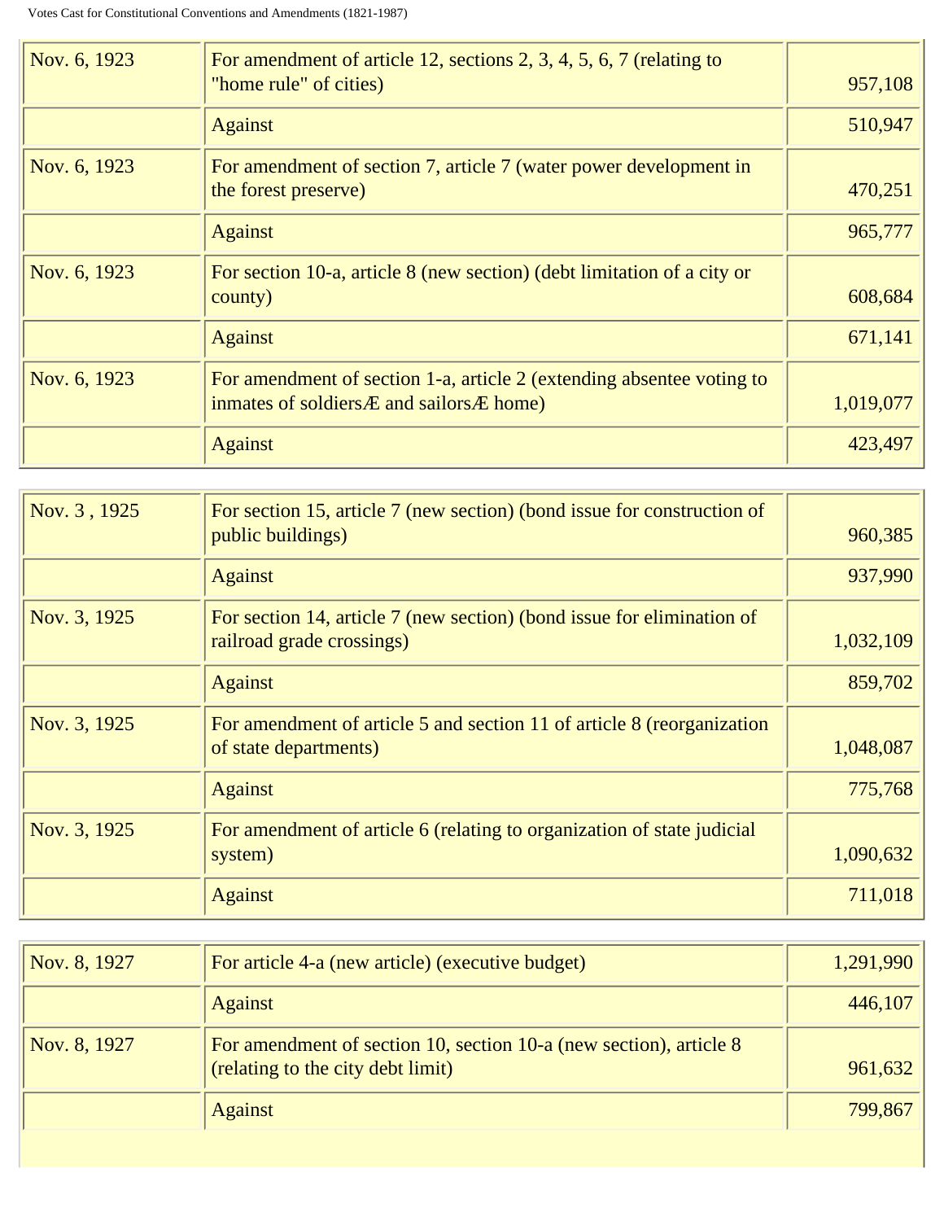| | | |
|---|---|---|
| Nov. 6, 1923 | For amendment of article 12, sections 2, 3, 4, 5, 6, 7 (relating to "home rule" of cities) | 957,108 |
| | Against | 510,947 |
| Nov. 6, 1923 | For amendment of section 7, article 7 (water power development in the forest preserve) | 470,251 |
| | Against | 965,777 |
| Nov. 6, 1923 | For section 10-a, article 8 (new section) (debt limitation of a city or county) | 608,684 |
| | Against | 671,141 |
| Nov. 6, 1923 | For amendment of section 1-a, article 2 (extending absentee voting to inmates of soldiersÆ and sailorsÆ home) | 1,019,077 |
| | Against | 423,497 |

| | | |
|---|---|---|
| Nov. 3 , 1925 | For section 15, article 7 (new section) (bond issue for construction of public buildings) | 960,385 |
| | Against | 937,990 |
| Nov. 3, 1925 | For section 14, article 7 (new section) (bond issue for elimination of railroad grade crossings) | 1,032,109 |
| | Against | 859,702 |
| Nov. 3, 1925 | For amendment of article 5 and section 11 of article 8 (reorganization of state departments) | 1,048,087 |
| | Against | 775,768 |
| Nov. 3, 1925 | For amendment of article 6 (relating to organization of state judicial system) | 1,090,632 |
| | Against | 711,018 |

| | | |
|---|---|---|
| Nov. 8, 1927 | For article 4-a (new article) (executive budget) | 1,291,990 |
| | Against | 446,107 |
| Nov. 8, 1927 | For amendment of section 10, section 10-a (new section), article 8 (relating to the city debt limit) | 961,632 |
| | Against | 799,867 |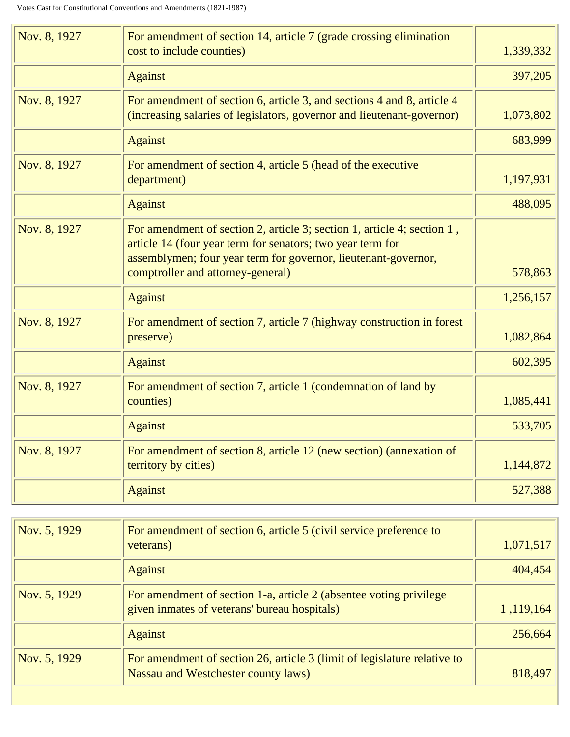| | | |
|---|---|---|
| Nov. 8, 1927 | For amendment of section 14, article 7 (grade crossing elimination cost to include counties) | 1,339,332 |
| | Against | 397,205 |
| Nov. 8, 1927 | For amendment of section 6, article 3, and sections 4 and 8, article 4 (increasing salaries of legislators, governor and lieutenant-governor) | 1,073,802 |
| | Against | 683,999 |
| Nov. 8, 1927 | For amendment of section 4, article 5 (head of the executive department) | 1,197,931 |
| | Against | 488,095 |
| Nov. 8, 1927 | For amendment of section 2, article 3; section 1, article 4; section 1 , article 14 (four year term for senators; two year term for assemblymen; four year term for governor, lieutenant-governor, comptroller and attorney-general) | 578,863 |
| | Against | 1,256,157 |
| Nov. 8, 1927 | For amendment of section 7, article 7 (highway construction in forest preserve) | 1,082,864 |
| | Against | 602,395 |
| Nov. 8, 1927 | For amendment of section 7, article 1 (condemnation of land by counties) | 1,085,441 |
| | Against | 533,705 |
| Nov. 8, 1927 | For amendment of section 8, article 12 (new section) (annexation of territory by cities) | 1,144,872 |
| | Against | 527,388 |

| | | |
|---|---|---|
| Nov. 5, 1929 | For amendment of section 6, article 5 (civil service preference to veterans) | 1,071,517 |
| | Against | 404,454 |
| Nov. 5, 1929 | For amendment of section 1-a, article 2 (absentee voting privilege given inmates of veterans' bureau hospitals) | 1 ,119,164 |
| | Against | 256,664 |
| Nov. 5, 1929 | For amendment of section 26, article 3 (limit of legislature relative to Nassau and Westchester county laws) | 818,497 |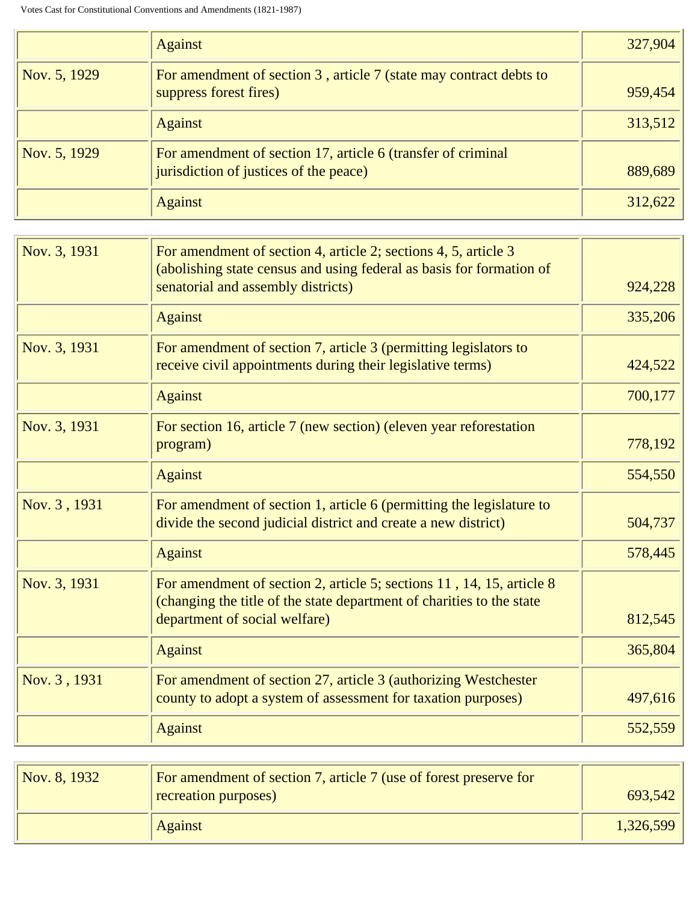| | | |
|---|---|---|
| | Against | 327,904 |
| Nov. 5, 1929 | For amendment of section 3 , article 7 (state may contract debts to suppress forest fires) | 959,454 |
| | Against | 313,512 |
| Nov. 5, 1929 | For amendment of section 17, article 6 (transfer of criminal jurisdiction of justices of the peace) | 889,689 |
| | Against | 312,622 |

| | | |
|---|---|---|
| Nov. 3, 1931 | For amendment of section 4, article 2; sections 4, 5, article 3 (abolishing state census and using federal as basis for formation of senatorial and assembly districts) | 924,228 |
| | Against | 335,206 |
| Nov. 3, 1931 | For amendment of section 7, article 3 (permitting legislators to receive civil appointments during their legislative terms) | 424,522 |
| | Against | 700,177 |
| Nov. 3, 1931 | For section 16, article 7 (new section) (eleven year reforestation program) | 778,192 |
| | Against | 554,550 |
| Nov. 3 , 1931 | For amendment of section 1, article 6 (permitting the legislature to divide the second judicial district and create a new district) | 504,737 |
| | Against | 578,445 |
| Nov. 3, 1931 | For amendment of section 2, article 5; sections 11 , 14, 15, article 8 (changing the title of the state department of charities to the state department of social welfare) | 812,545 |
| | Against | 365,804 |
| Nov. 3 , 1931 | For amendment of section 27, article 3 (authorizing Westchester county to adopt a system of assessment for taxation purposes) | 497,616 |
| | Against | 552,559 |

| | | |
|---|---|---|
| Nov. 8, 1932 | For amendment of section 7, article 7 (use of forest preserve for recreation purposes) | 693,542 |
| | Against | 1,326,599 |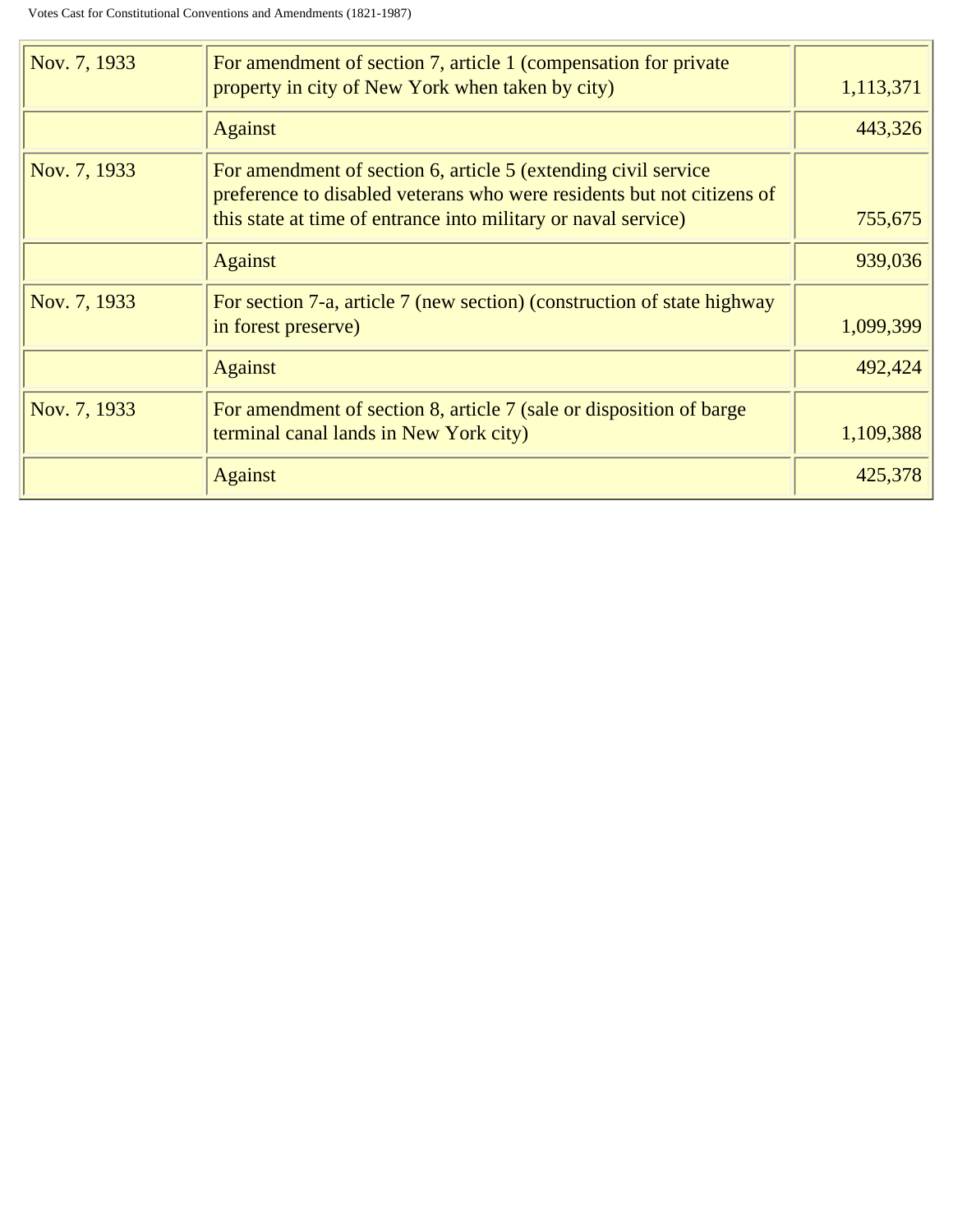| Nov. 7, 1933 | For amendment of section 7, article 1 (compensation for private property in city of New York when taken by city) | 1,113,371 |
|---|---|---|
| | Against | 443,326 |
| Nov. 7, 1933 | For amendment of section 6, article 5 (extending civil service preference to disabled veterans who were residents but not citizens of this state at time of entrance into military or naval service) | 755,675 |
| | Against | 939,036 |
| Nov. 7, 1933 | For section 7-a, article 7 (new section) (construction of state highway in forest preserve) | 1,099,399 |
| | Against | 492,424 |
| Nov. 7, 1933 | For amendment of section 8, article 7 (sale or disposition of barge terminal canal lands in New York city) | 1,109,388 |
| | Against | 425,378 |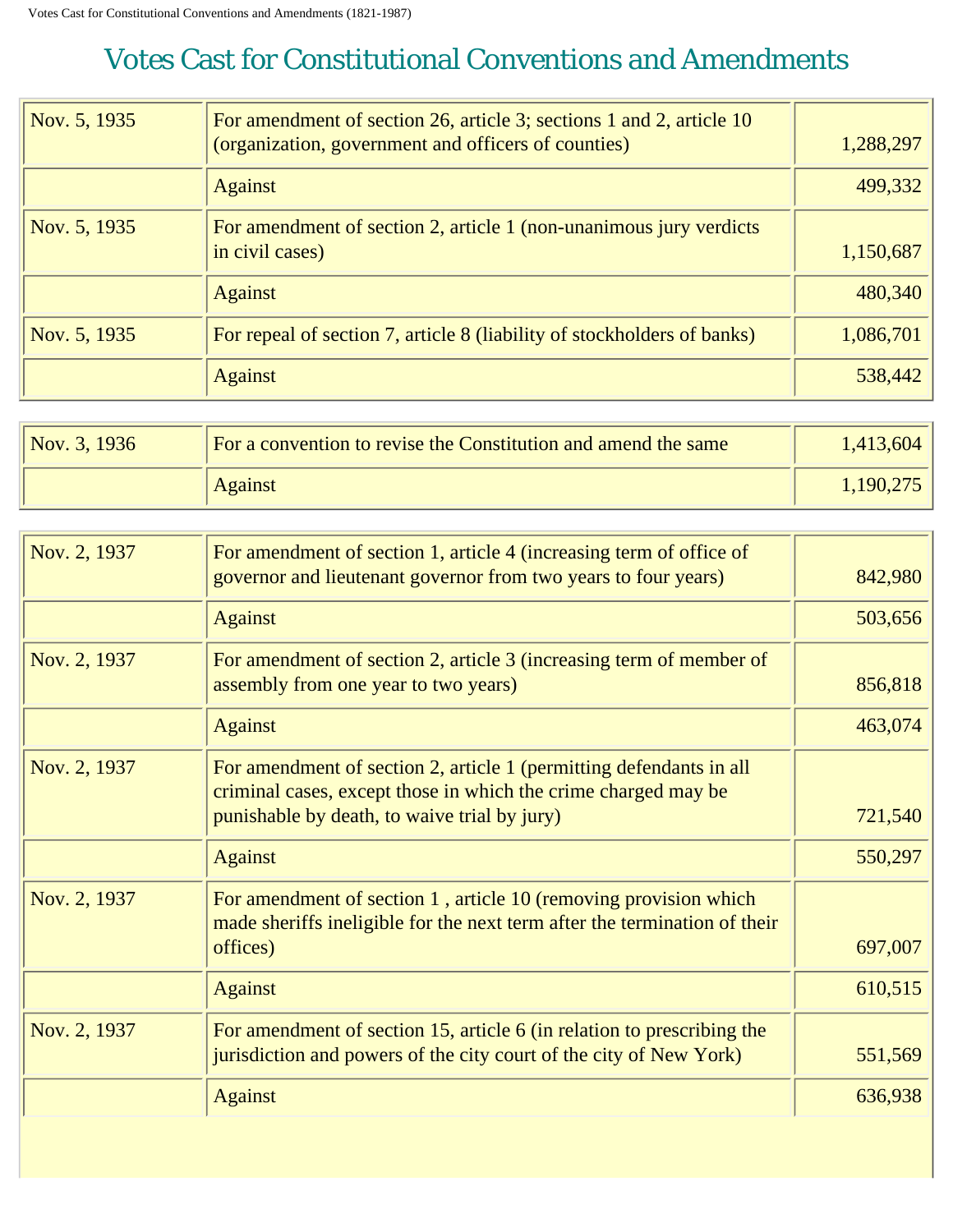# Votes Cast for Constitutional Conventions and Amendments

| | | |
|---|---|---|
| Nov. 5, 1935 | For amendment of section 26, article 3; sections 1 and 2, article 10 (organization, government and officers of counties) | 1,288,297 |
| | Against | 499,332 |
| Nov. 5, 1935 | For amendment of section 2, article 1 (non-unanimous jury verdicts in civil cases) | 1,150,687 |
| | Against | 480,340 |
| Nov. 5, 1935 | For repeal of section 7, article 8 (liability of stockholders of banks) | 1,086,701 |
| | Against | 538,442 |

| | | |
|---|---|---|
| Nov. 3, 1936 | For a convention to revise the Constitution and amend the same | 1,413,604 |
| | Against | 1,190,275 |

| | | |
|---|---|---|
| Nov. 2, 1937 | For amendment of section 1, article 4 (increasing term of office of governor and lieutenant governor from two years to four years) | 842,980 |
| | Against | 503,656 |
| Nov. 2, 1937 | For amendment of section 2, article 3 (increasing term of member of assembly from one year to two years) | 856,818 |
| | Against | 463,074 |
| Nov. 2, 1937 | For amendment of section 2, article 1 (permitting defendants in all criminal cases, except those in which the crime charged may be punishable by death, to waive trial by jury) | 721,540 |
| | Against | 550,297 |
| Nov. 2, 1937 | For amendment of section 1 , article 10 (removing provision which made sheriffs ineligible for the next term after the termination of their offices) | 697,007 |
| | Against | 610,515 |
| Nov. 2, 1937 | For amendment of section 15, article 6 (in relation to prescribing the jurisdiction and powers of the city court of the city of New York) | 551,569 |
| | Against | 636,938 |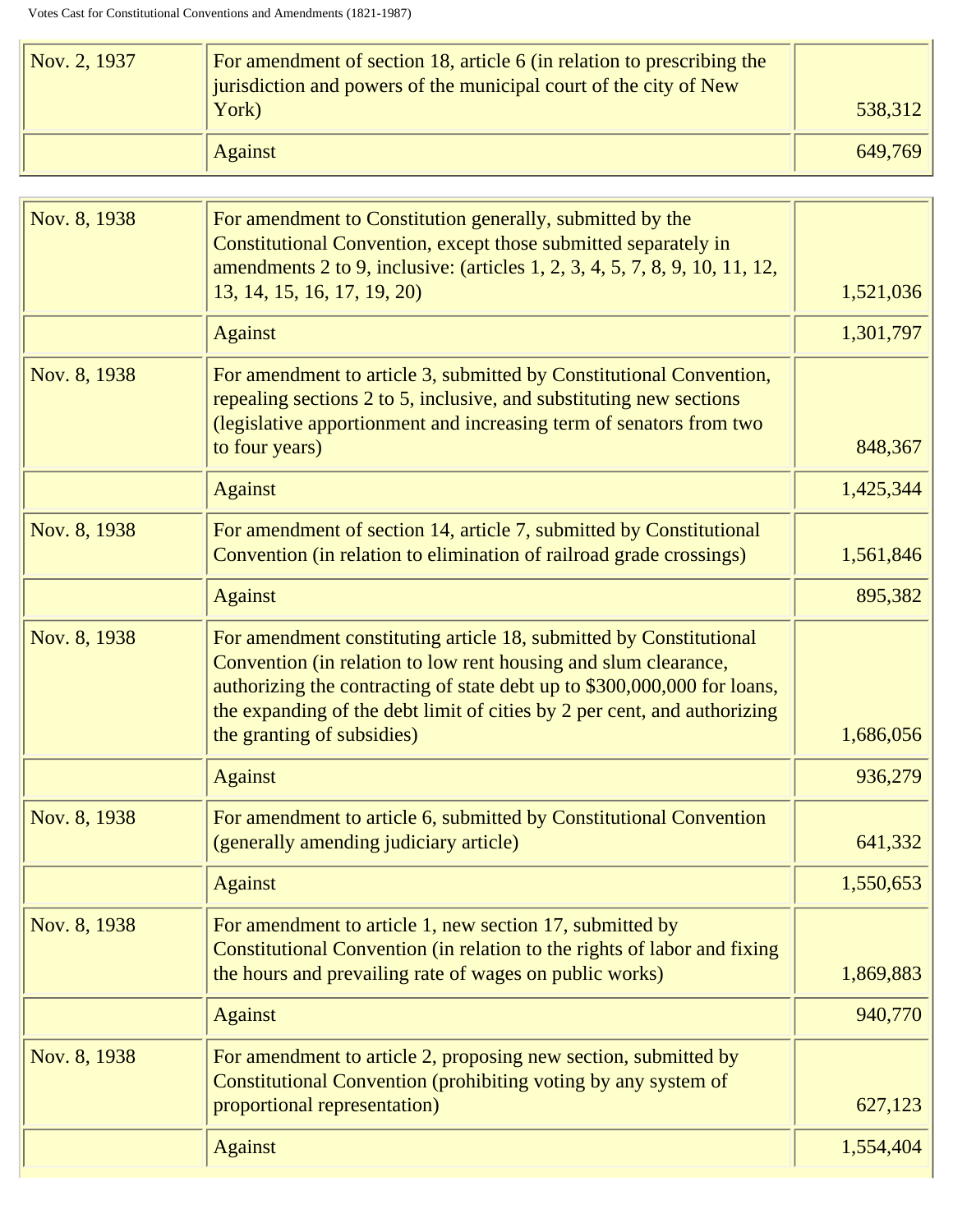| | | |
|---|---|---|
| Nov. 2, 1937 | For amendment of section 18, article 6 (in relation to prescribing the jurisdiction and powers of the municipal court of the city of New York) | 538,312 |
| | Against | 649,769 |

| | | |
|---|---|---|
| Nov. 8, 1938 | For amendment to Constitution generally, submitted by the Constitutional Convention, except those submitted separately in amendments 2 to 9, inclusive: (articles 1, 2, 3, 4, 5, 7, 8, 9, 10, 11, 12, 13, 14, 15, 16, 17, 19, 20) | 1,521,036 |
| | Against | 1,301,797 |
| Nov. 8, 1938 | For amendment to article 3, submitted by Constitutional Convention, repealing sections 2 to 5, inclusive, and substituting new sections (legislative apportionment and increasing term of senators from two to four years) | 848,367 |
| | Against | 1,425,344 |
| Nov. 8, 1938 | For amendment of section 14, article 7, submitted by Constitutional Convention (in relation to elimination of railroad grade crossings) | 1,561,846 |
| | Against | 895,382 |
| Nov. 8, 1938 | For amendment constituting article 18, submitted by Constitutional Convention (in relation to low rent housing and slum clearance, authorizing the contracting of state debt up to $300,000,000 for loans, the expanding of the debt limit of cities by 2 per cent, and authorizing the granting of subsidies) | 1,686,056 |
| | Against | 936,279 |
| Nov. 8, 1938 | For amendment to article 6, submitted by Constitutional Convention (generally amending judiciary article) | 641,332 |
| | Against | 1,550,653 |
| Nov. 8, 1938 | For amendment to article 1, new section 17, submitted by Constitutional Convention (in relation to the rights of labor and fixing the hours and prevailing rate of wages on public works) | 1,869,883 |
| | Against | 940,770 |
| Nov. 8, 1938 | For amendment to article 2, proposing new section, submitted by Constitutional Convention (prohibiting voting by any system of proportional representation) | 627,123 |
| | Against | 1,554,404 |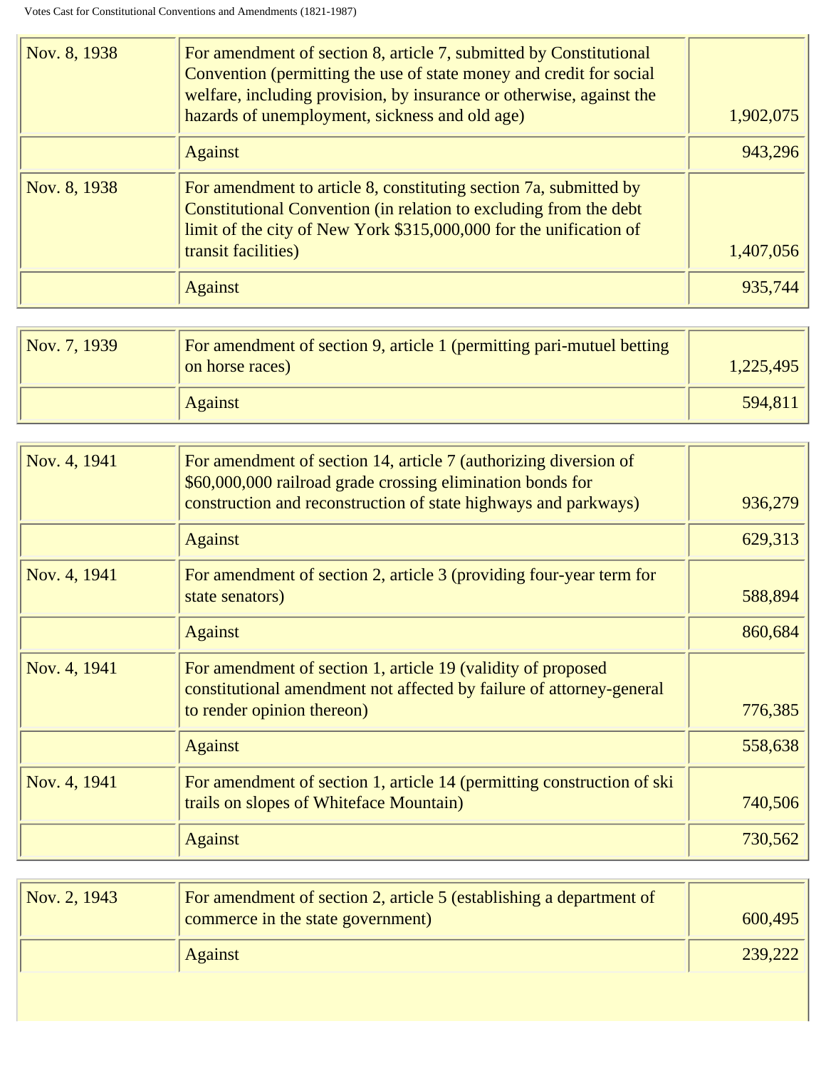| | | |
|---|---|---|
| Nov. 8, 1938 | For amendment of section 8, article 7, submitted by Constitutional Convention (permitting the use of state money and credit for social welfare, including provision, by insurance or otherwise, against the hazards of unemployment, sickness and old age) | 1,902,075 |
| | Against | 943,296 |
| Nov. 8, 1938 | For amendment to article 8, constituting section 7a, submitted by Constitutional Convention (in relation to excluding from the debt limit of the city of New York $315,000,000 for the unification of transit facilities) | 1,407,056 |
| | Against | 935,744 |

| | | |
|---|---|---|
| Nov. 7, 1939 | For amendment of section 9, article 1 (permitting pari-mutuel betting on horse races) | 1,225,495 |
| | Against | 594,811 |

| | | |
|---|---|---|
| Nov. 4, 1941 | For amendment of section 14, article 7 (authorizing diversion of $60,000,000 railroad grade crossing elimination bonds for construction and reconstruction of state highways and parkways) | 936,279 |
| | Against | 629,313 |
| Nov. 4, 1941 | For amendment of section 2, article 3 (providing four-year term for state senators) | 588,894 |
| | Against | 860,684 |
| Nov. 4, 1941 | For amendment of section 1, article 19 (validity of proposed constitutional amendment not affected by failure of attorney-general to render opinion thereon) | 776,385 |
| | Against | 558,638 |
| Nov. 4, 1941 | For amendment of section 1, article 14 (permitting construction of ski trails on slopes of Whiteface Mountain) | 740,506 |
| | Against | 730,562 |

| | | |
|---|---|---|
| Nov. 2, 1943 | For amendment of section 2, article 5 (establishing a department of commerce in the state government) | 600,495 |
| | Against | 239,222 |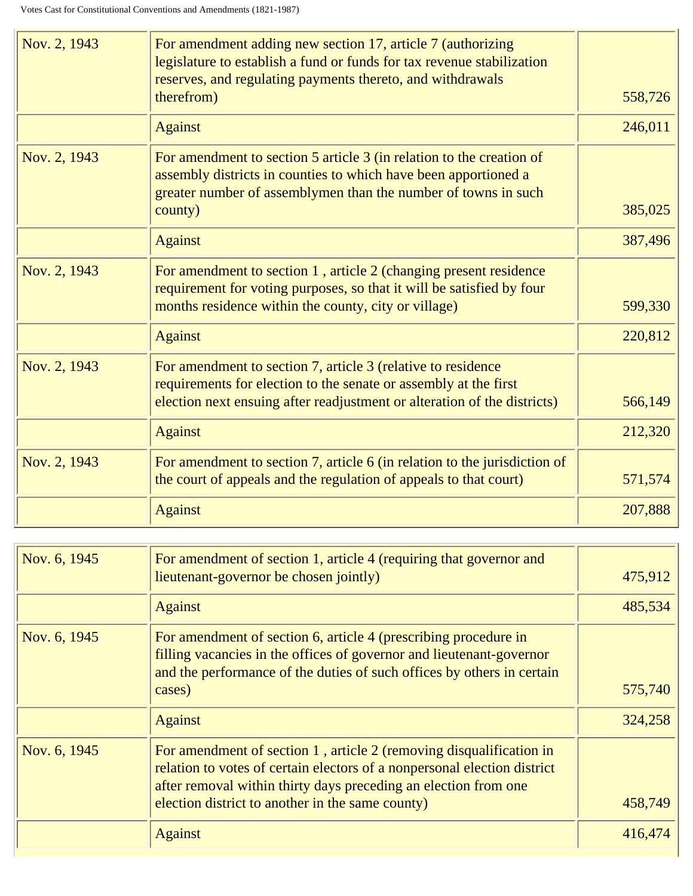| | | |
|---|---|---|
| Nov. 2, 1943 | For amendment adding new section 17, article 7 (authorizing legislature to establish a fund or funds for tax revenue stabilization reserves, and regulating payments thereto, and withdrawals therefrom) | 558,726 |
| | Against | 246,011 |
| Nov. 2, 1943 | For amendment to section 5 article 3 (in relation to the creation of assembly districts in counties to which have been apportioned a greater number of assemblymen than the number of towns in such county) | 385,025 |
| | Against | 387,496 |
| Nov. 2, 1943 | For amendment to section 1 , article 2 (changing present residence requirement for voting purposes, so that it will be satisfied by four months residence within the county, city or village) | 599,330 |
| | Against | 220,812 |
| Nov. 2, 1943 | For amendment to section 7, article 3 (relative to residence requirements for election to the senate or assembly at the first election next ensuing after readjustment or alteration of the districts) | 566,149 |
| | Against | 212,320 |
| Nov. 2, 1943 | For amendment to section 7, article 6 (in relation to the jurisdiction of the court of appeals and the regulation of appeals to that court) | 571,574 |
| | Against | 207,888 |

| | | |
|---|---|---|
| Nov. 6, 1945 | For amendment of section 1, article 4 (requiring that governor and lieutenant-governor be chosen jointly) | 475,912 |
| | Against | 485,534 |
| Nov. 6, 1945 | For amendment of section 6, article 4 (prescribing procedure in filling vacancies in the offices of governor and lieutenant-governor and the performance of the duties of such offices by others in certain cases) | 575,740 |
| | Against | 324,258 |
| Nov. 6, 1945 | For amendment of section 1 , article 2 (removing disqualification in relation to votes of certain electors of a nonpersonal election district after removal within thirty days preceding an election from one election district to another in the same county) | 458,749 |
| | Against | 416,474 |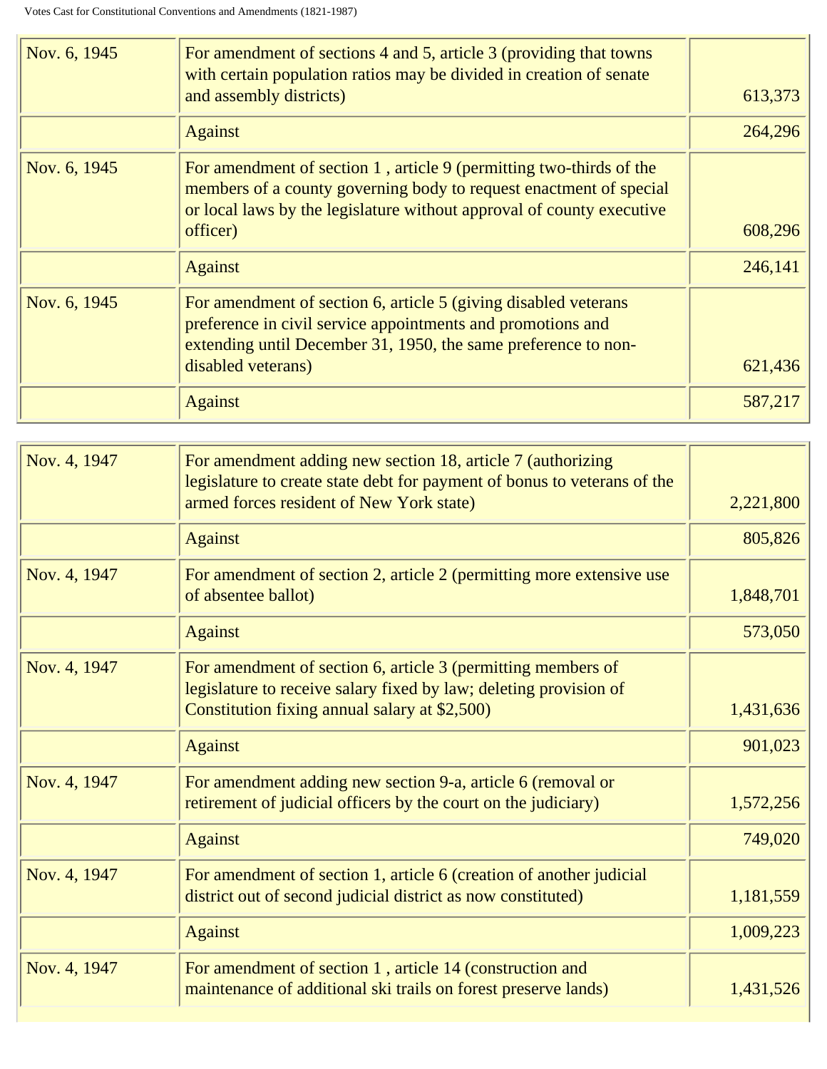| | | |
|---|---|---|
| Nov. 6, 1945 | For amendment of sections 4 and 5, article 3 (providing that towns with certain population ratios may be divided in creation of senate and assembly districts) | 613,373 |
| | Against | 264,296 |
| Nov. 6, 1945 | For amendment of section 1 , article 9 (permitting two-thirds of the members of a county governing body to request enactment of special or local laws by the legislature without approval of county executive officer) | 608,296 |
| | Against | 246,141 |
| Nov. 6, 1945 | For amendment of section 6, article 5 (giving disabled veterans preference in civil service appointments and promotions and extending until December 31, 1950, the same preference to non-disabled veterans) | 621,436 |
| | Against | 587,217 |

| | | |
|---|---|---|
| Nov. 4, 1947 | For amendment adding new section 18, article 7 (authorizing legislature to create state debt for payment of bonus to veterans of the armed forces resident of New York state) | 2,221,800 |
| | Against | 805,826 |
| Nov. 4, 1947 | For amendment of section 2, article 2 (permitting more extensive use of absentee ballot) | 1,848,701 |
| | Against | 573,050 |
| Nov. 4, 1947 | For amendment of section 6, article 3 (permitting members of legislature to receive salary fixed by law; deleting provision of Constitution fixing annual salary at $2,500) | 1,431,636 |
| | Against | 901,023 |
| Nov. 4, 1947 | For amendment adding new section 9-a, article 6 (removal or retirement of judicial officers by the court on the judiciary) | 1,572,256 |
| | Against | 749,020 |
| Nov. 4, 1947 | For amendment of section 1, article 6 (creation of another judicial district out of second judicial district as now constituted) | 1,181,559 |
| | Against | 1,009,223 |
| Nov. 4, 1947 | For amendment of section 1 , article 14 (construction and maintenance of additional ski trails on forest preserve lands) | 1,431,526 |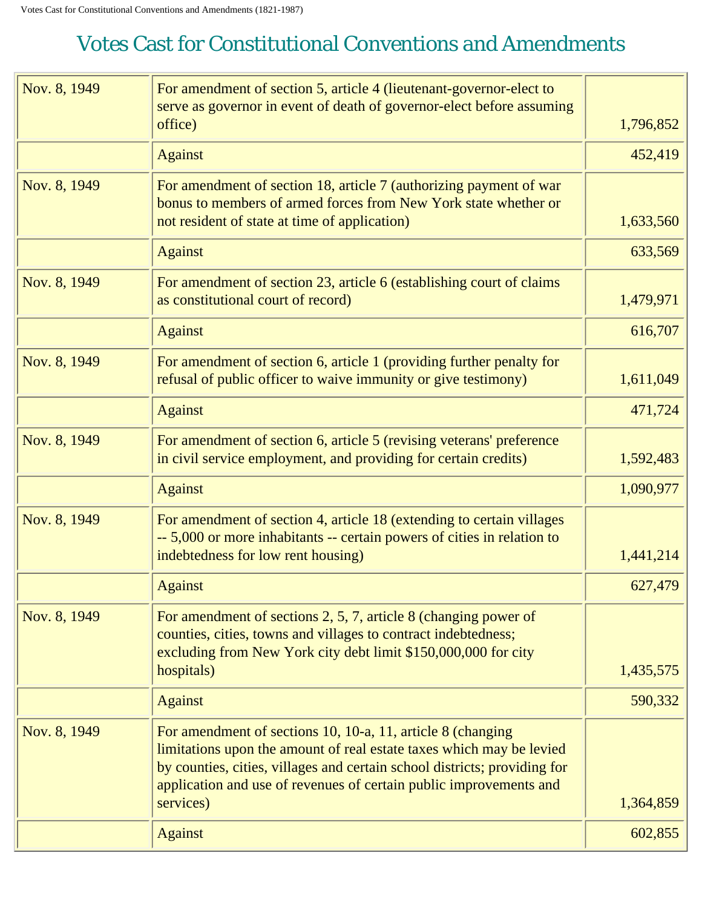# Votes Cast for Constitutional Conventions and Amendments

| | | |
|---|---|---|
| Nov. 8, 1949 | For amendment of section 5, article 4 (lieutenant-governor-elect to serve as governor in event of death of governor-elect before assuming office) | 1,796,852 |
| | Against | 452,419 |
| Nov. 8, 1949 | For amendment of section 18, article 7 (authorizing payment of war bonus to members of armed forces from New York state whether or not resident of state at time of application) | 1,633,560 |
| | Against | 633,569 |
| Nov. 8, 1949 | For amendment of section 23, article 6 (establishing court of claims as constitutional court of record) | 1,479,971 |
| | Against | 616,707 |
| Nov. 8, 1949 | For amendment of section 6, article 1 (providing further penalty for refusal of public officer to waive immunity or give testimony) | 1,611,049 |
| | Against | 471,724 |
| Nov. 8, 1949 | For amendment of section 6, article 5 (revising veterans' preference in civil service employment, and providing for certain credits) | 1,592,483 |
| | Against | 1,090,977 |
| Nov. 8, 1949 | For amendment of section 4, article 18 (extending to certain villages -- 5,000 or more inhabitants -- certain powers of cities in relation to indebtedness for low rent housing) | 1,441,214 |
| | Against | 627,479 |
| Nov. 8, 1949 | For amendment of sections 2, 5, 7, article 8 (changing power of counties, cities, towns and villages to contract indebtedness; excluding from New York city debt limit $150,000,000 for city hospitals) | 1,435,575 |
| | Against | 590,332 |
| Nov. 8, 1949 | For amendment of sections 10, 10-a, 11, article 8 (changing limitations upon the amount of real estate taxes which may be levied by counties, cities, villages and certain school districts; providing for application and use of revenues of certain public improvements and services) | 1,364,859 |
| | Against | 602,855 |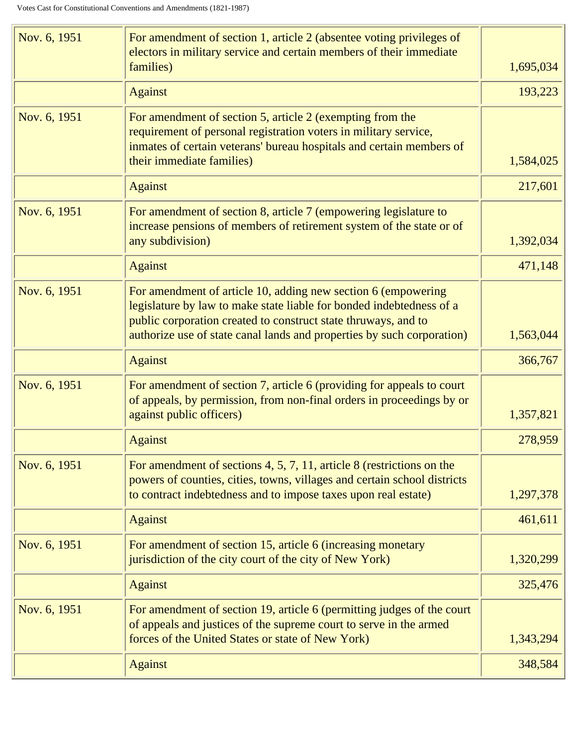| | | |
|---|---|---|
| Nov. 6, 1951 | For amendment of section 1, article 2 (absentee voting privileges of electors in military service and certain members of their immediate families) | 1,695,034 |
| | Against | 193,223 |
| Nov. 6, 1951 | For amendment of section 5, article 2 (exempting from the requirement of personal registration voters in military service, inmates of certain veterans' bureau hospitals and certain members of their immediate families) | 1,584,025 |
| | Against | 217,601 |
| Nov. 6, 1951 | For amendment of section 8, article 7 (empowering legislature to increase pensions of members of retirement system of the state or of any subdivision) | 1,392,034 |
| | Against | 471,148 |
| Nov. 6, 1951 | For amendment of article 10, adding new section 6 (empowering legislature by law to make state liable for bonded indebtedness of a public corporation created to construct state thruways, and to authorize use of state canal lands and properties by such corporation) | 1,563,044 |
| | Against | 366,767 |
| Nov. 6, 1951 | For amendment of section 7, article 6 (providing for appeals to court of appeals, by permission, from non-final orders in proceedings by or against public officers) | 1,357,821 |
| | Against | 278,959 |
| Nov. 6, 1951 | For amendment of sections 4, 5, 7, 11, article 8 (restrictions on the powers of counties, cities, towns, villages and certain school districts to contract indebtedness and to impose taxes upon real estate) | 1,297,378 |
| | Against | 461,611 |
| Nov. 6, 1951 | For amendment of section 15, article 6 (increasing monetary jurisdiction of the city court of the city of New York) | 1,320,299 |
| | Against | 325,476 |
| Nov. 6, 1951 | For amendment of section 19, article 6 (permitting judges of the court of appeals and justices of the supreme court to serve in the armed forces of the United States or state of New York) | 1,343,294 |
| | Against | 348,584 |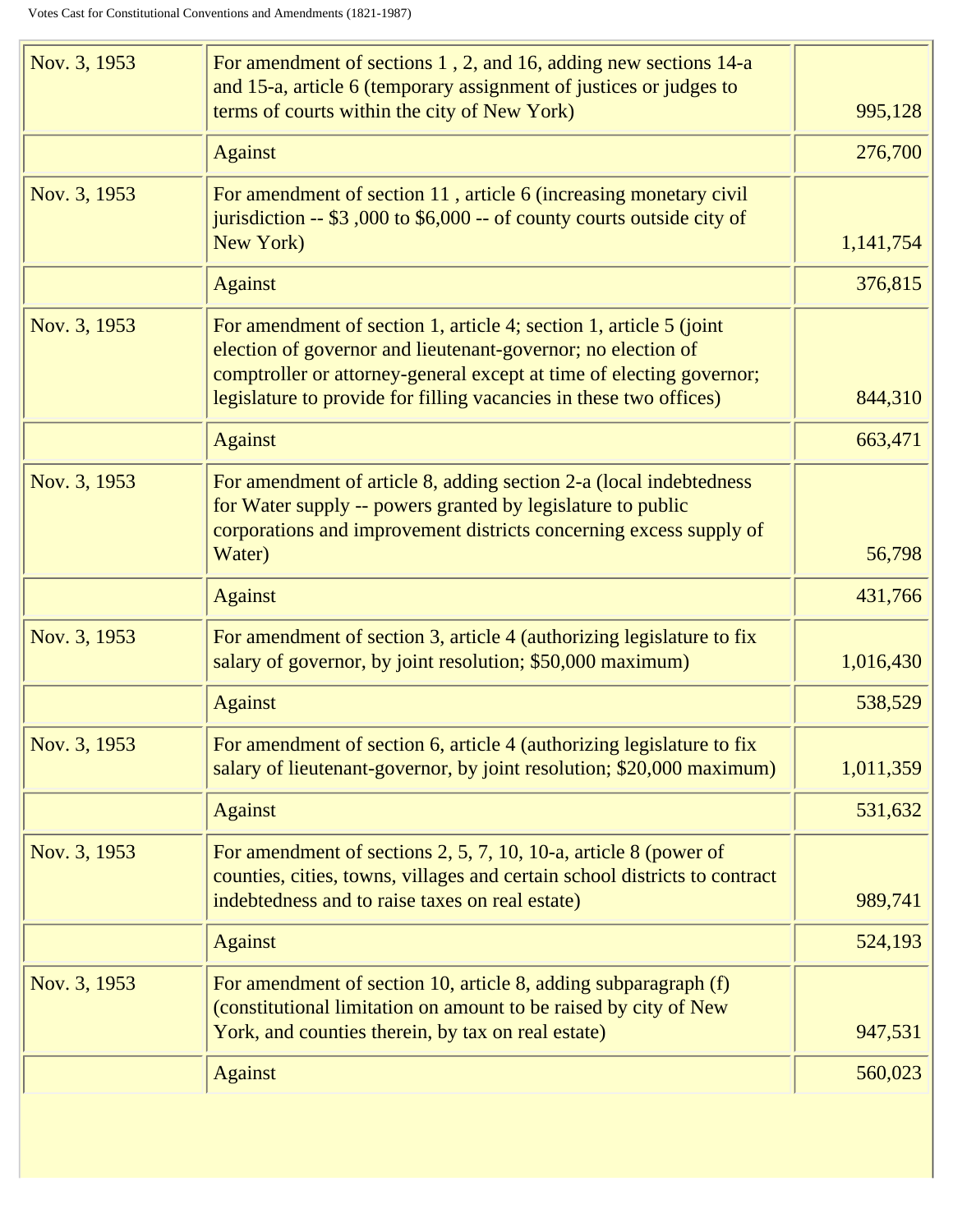| | | |
|---|---|---|
| Nov. 3, 1953 | For amendment of sections 1 , 2, and 16, adding new sections 14-a and 15-a, article 6 (temporary assignment of justices or judges to terms of courts within the city of New York) | 995,128 |
| | Against | 276,700 |
| Nov. 3, 1953 | For amendment of section 11 , article 6 (increasing monetary civil jurisdiction -- $3 ,000 to $6,000 -- of county courts outside city of New York) | 1,141,754 |
| | Against | 376,815 |
| Nov. 3, 1953 | For amendment of section 1, article 4; section 1, article 5 (joint election of governor and lieutenant-governor; no election of comptroller or attorney-general except at time of electing governor; legislature to provide for filling vacancies in these two offices) | 844,310 |
| | Against | 663,471 |
| Nov. 3, 1953 | For amendment of article 8, adding section 2-a (local indebtedness for Water supply -- powers granted by legislature to public corporations and improvement districts concerning excess supply of Water) | 56,798 |
| | Against | 431,766 |
| Nov. 3, 1953 | For amendment of section 3, article 4 (authorizing legislature to fix salary of governor, by joint resolution; $50,000 maximum) | 1,016,430 |
| | Against | 538,529 |
| Nov. 3, 1953 | For amendment of section 6, article 4 (authorizing legislature to fix salary of lieutenant-governor, by joint resolution; $20,000 maximum) | 1,011,359 |
| | Against | 531,632 |
| Nov. 3, 1953 | For amendment of sections 2, 5, 7, 10, 10-a, article 8 (power of counties, cities, towns, villages and certain school districts to contract indebtedness and to raise taxes on real estate) | 989,741 |
| | Against | 524,193 |
| Nov. 3, 1953 | For amendment of section 10, article 8, adding subparagraph (f) (constitutional limitation on amount to be raised by city of New York, and counties therein, by tax on real estate) | 947,531 |
| | Against | 560,023 |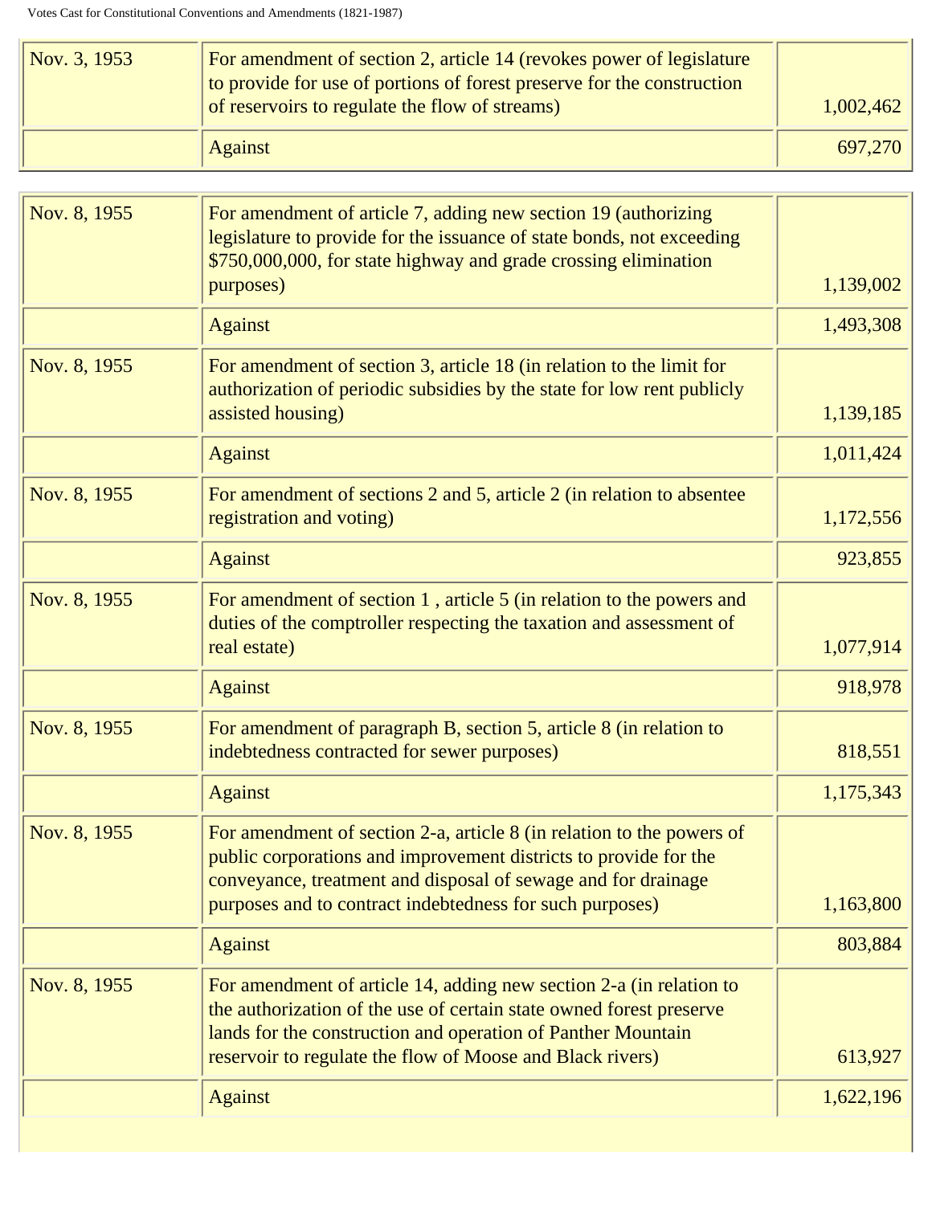| | | |
|---|---|---|
| Nov. 3, 1953 | For amendment of section 2, article 14 (revokes power of legislature to provide for use of portions of forest preserve for the construction of reservoirs to regulate the flow of streams) | 1,002,462 |
| | Against | 697,270 |

| | | |
|---|---|---|
| Nov. 8, 1955 | For amendment of article 7, adding new section 19 (authorizing legislature to provide for the issuance of state bonds, not exceeding $750,000,000, for state highway and grade crossing elimination purposes) | 1,139,002 |
| | Against | 1,493,308 |
| Nov. 8, 1955 | For amendment of section 3, article 18 (in relation to the limit for authorization of periodic subsidies by the state for low rent publicly assisted housing) | 1,139,185 |
| | Against | 1,011,424 |
| Nov. 8, 1955 | For amendment of sections 2 and 5, article 2 (in relation to absentee registration and voting) | 1,172,556 |
| | Against | 923,855 |
| Nov. 8, 1955 | For amendment of section 1 , article 5 (in relation to the powers and duties of the comptroller respecting the taxation and assessment of real estate) | 1,077,914 |
| | Against | 918,978 |
| Nov. 8, 1955 | For amendment of paragraph B, section 5, article 8 (in relation to indebtedness contracted for sewer purposes) | 818,551 |
| | Against | 1,175,343 |
| Nov. 8, 1955 | For amendment of section 2-a, article 8 (in relation to the powers of public corporations and improvement districts to provide for the conveyance, treatment and disposal of sewage and for drainage purposes and to contract indebtedness for such purposes) | 1,163,800 |
| | Against | 803,884 |
| Nov. 8, 1955 | For amendment of article 14, adding new section 2-a (in relation to the authorization of the use of certain state owned forest preserve lands for the construction and operation of Panther Mountain reservoir to regulate the flow of Moose and Black rivers) | 613,927 |
| | Against | 1,622,196 |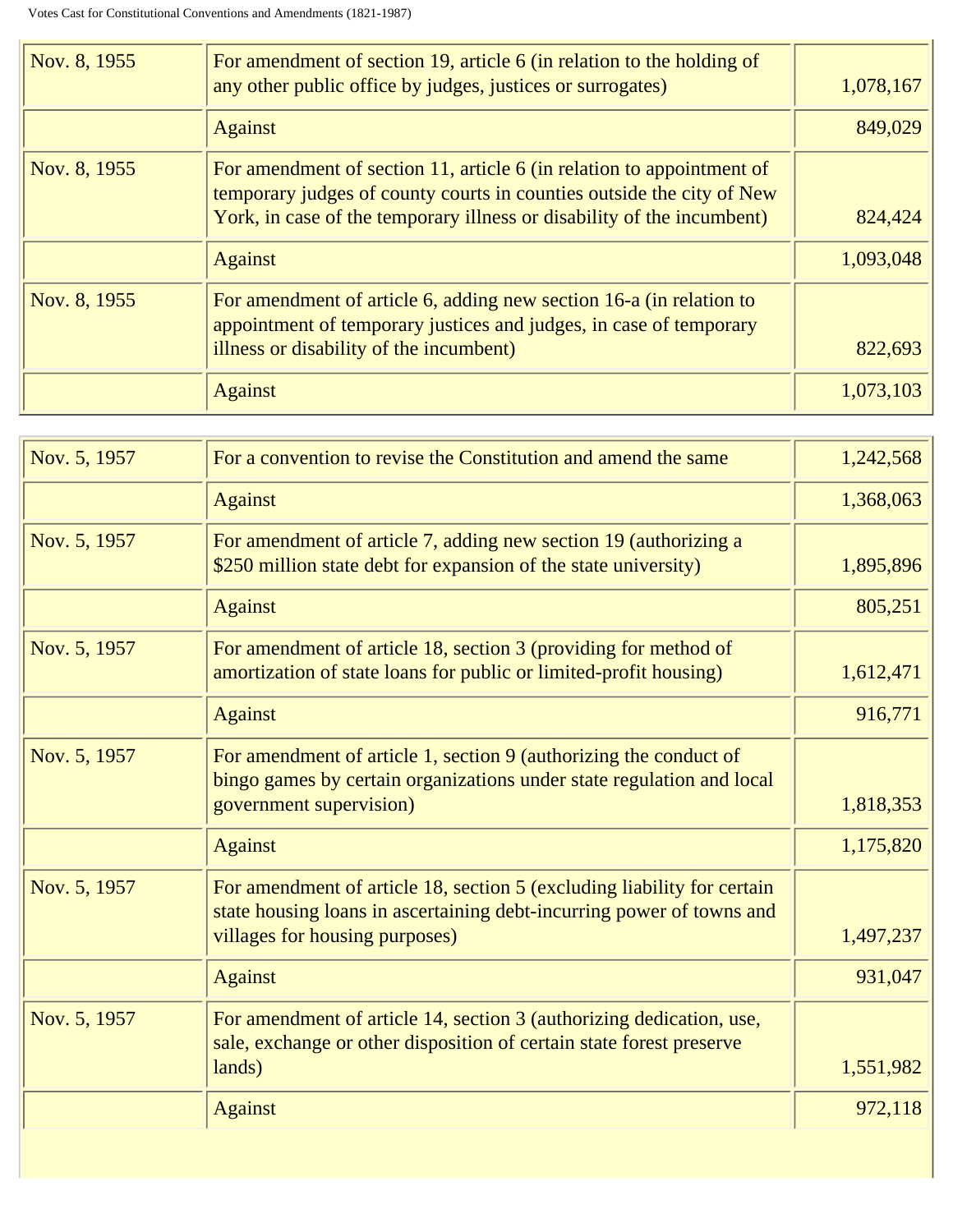| | | |
|---|---|---|
| Nov. 8, 1955 | For amendment of section 19, article 6 (in relation to the holding of any other public office by judges, justices or surrogates) | 1,078,167 |
| | Against | 849,029 |
| Nov. 8, 1955 | For amendment of section 11, article 6 (in relation to appointment of temporary judges of county courts in counties outside the city of New York, in case of the temporary illness or disability of the incumbent) | 824,424 |
| | Against | 1,093,048 |
| Nov. 8, 1955 | For amendment of article 6, adding new section 16-a (in relation to appointment of temporary justices and judges, in case of temporary illness or disability of the incumbent) | 822,693 |
| | Against | 1,073,103 |

| | | |
|---|---|---|
| Nov. 5, 1957 | For a convention to revise the Constitution and amend the same | 1,242,568 |
| | Against | 1,368,063 |
| Nov. 5, 1957 | For amendment of article 7, adding new section 19 (authorizing a $250 million state debt for expansion of the state university) | 1,895,896 |
| | Against | 805,251 |
| Nov. 5, 1957 | For amendment of article 18, section 3 (providing for method of amortization of state loans for public or limited-profit housing) | 1,612,471 |
| | Against | 916,771 |
| Nov. 5, 1957 | For amendment of article 1, section 9 (authorizing the conduct of bingo games by certain organizations under state regulation and local government supervision) | 1,818,353 |
| | Against | 1,175,820 |
| Nov. 5, 1957 | For amendment of article 18, section 5 (excluding liability for certain state housing loans in ascertaining debt-incurring power of towns and villages for housing purposes) | 1,497,237 |
| | Against | 931,047 |
| Nov. 5, 1957 | For amendment of article 14, section 3 (authorizing dedication, use, sale, exchange or other disposition of certain state forest preserve lands) | 1,551,982 |
| | Against | 972,118 |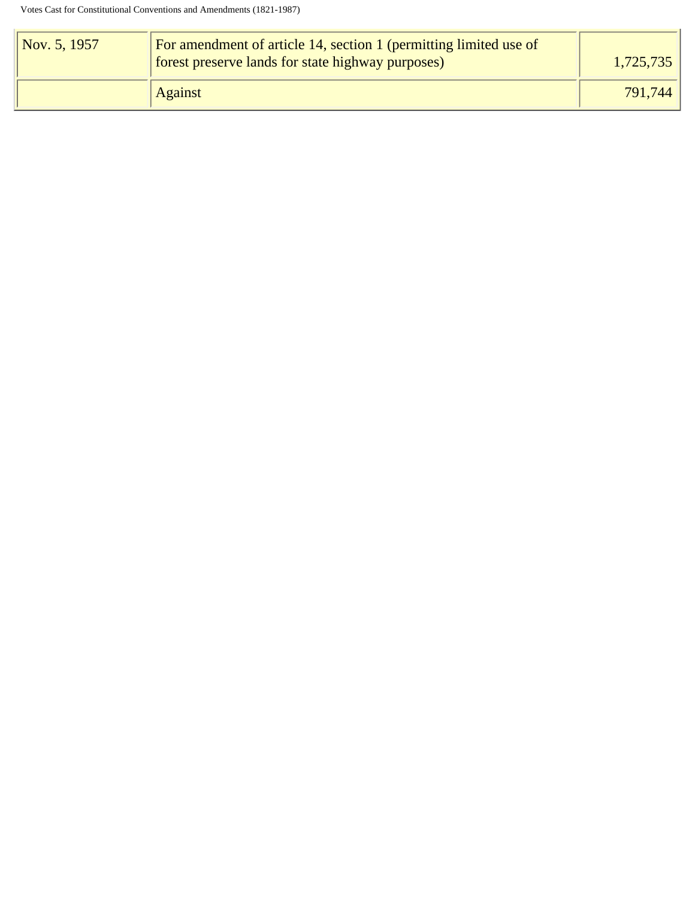| | | |
|---|---|---|
| Nov. 5, 1957 | For amendment of article 14, section 1 (permitting limited use of forest preserve lands for state highway purposes) | 1,725,735 |
| | Against | 791,744 |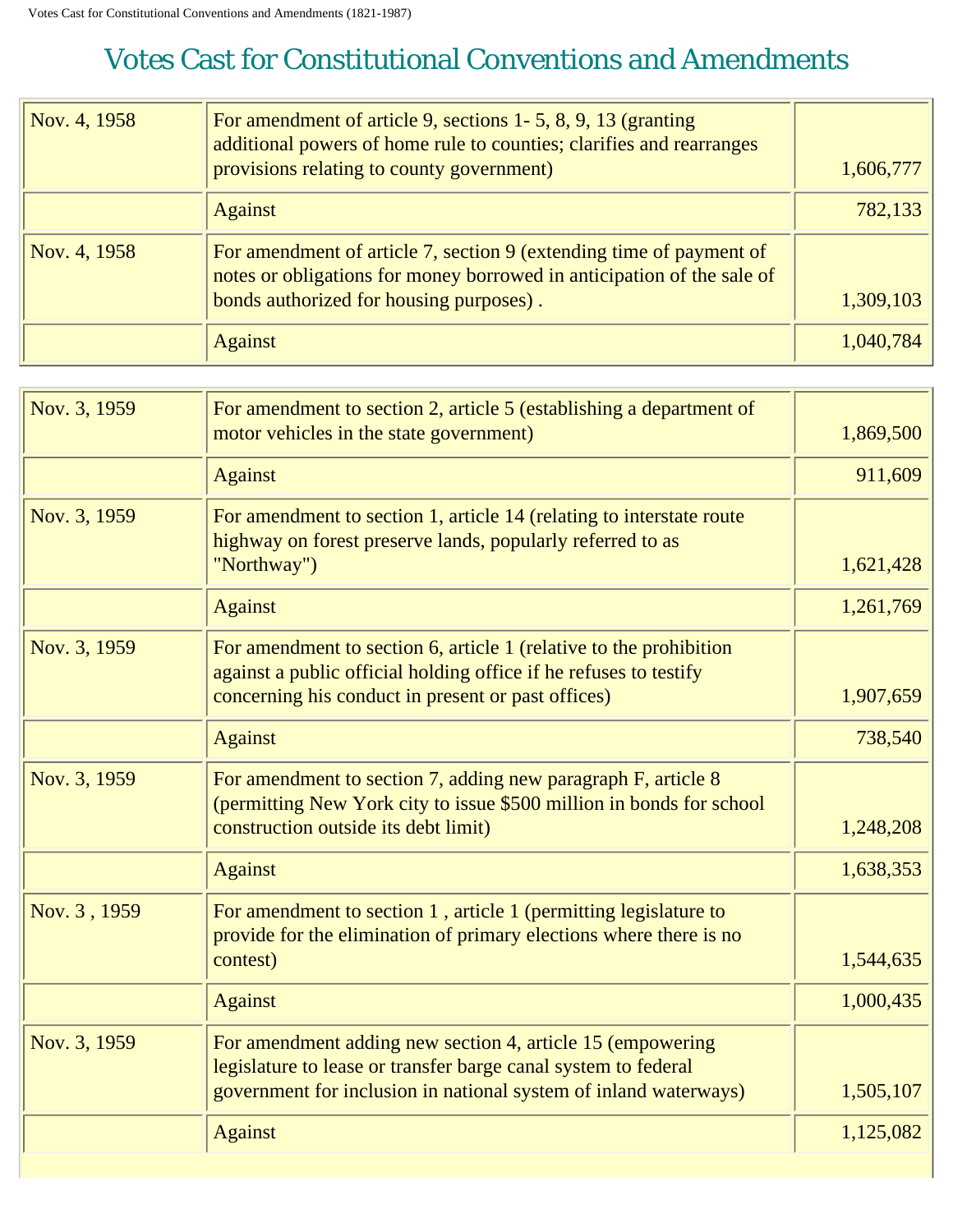# Votes Cast for Constitutional Conventions and Amendments

| | | |
|---|---|---|
| Nov. 4, 1958 | For amendment of article 9, sections 1- 5, 8, 9, 13 (granting additional powers of home rule to counties; clarifies and rearranges provisions relating to county government) | 1,606,777 |
| | Against | 782,133 |
| Nov. 4, 1958 | For amendment of article 7, section 9 (extending time of payment of notes or obligations for money borrowed in anticipation of the sale of bonds authorized for housing purposes) . | 1,309,103 |
| | Against | 1,040,784 |

| | | |
|---|---|---|
| Nov. 3, 1959 | For amendment to section 2, article 5 (establishing a department of motor vehicles in the state government) | 1,869,500 |
| | Against | 911,609 |
| Nov. 3, 1959 | For amendment to section 1, article 14 (relating to interstate route highway on forest preserve lands, popularly referred to as "Northway") | 1,621,428 |
| | Against | 1,261,769 |
| Nov. 3, 1959 | For amendment to section 6, article 1 (relative to the prohibition against a public official holding office if he refuses to testify concerning his conduct in present or past offices) | 1,907,659 |
| | Against | 738,540 |
| Nov. 3, 1959 | For amendment to section 7, adding new paragraph F, article 8 (permitting New York city to issue $500 million in bonds for school construction outside its debt limit) | 1,248,208 |
| | Against | 1,638,353 |
| Nov. 3 , 1959 | For amendment to section 1 , article 1 (permitting legislature to provide for the elimination of primary elections where there is no contest) | 1,544,635 |
| | Against | 1,000,435 |
| Nov. 3, 1959 | For amendment adding new section 4, article 15 (empowering legislature to lease or transfer barge canal system to federal government for inclusion in national system of inland waterways) | 1,505,107 |
| | Against | 1,125,082 |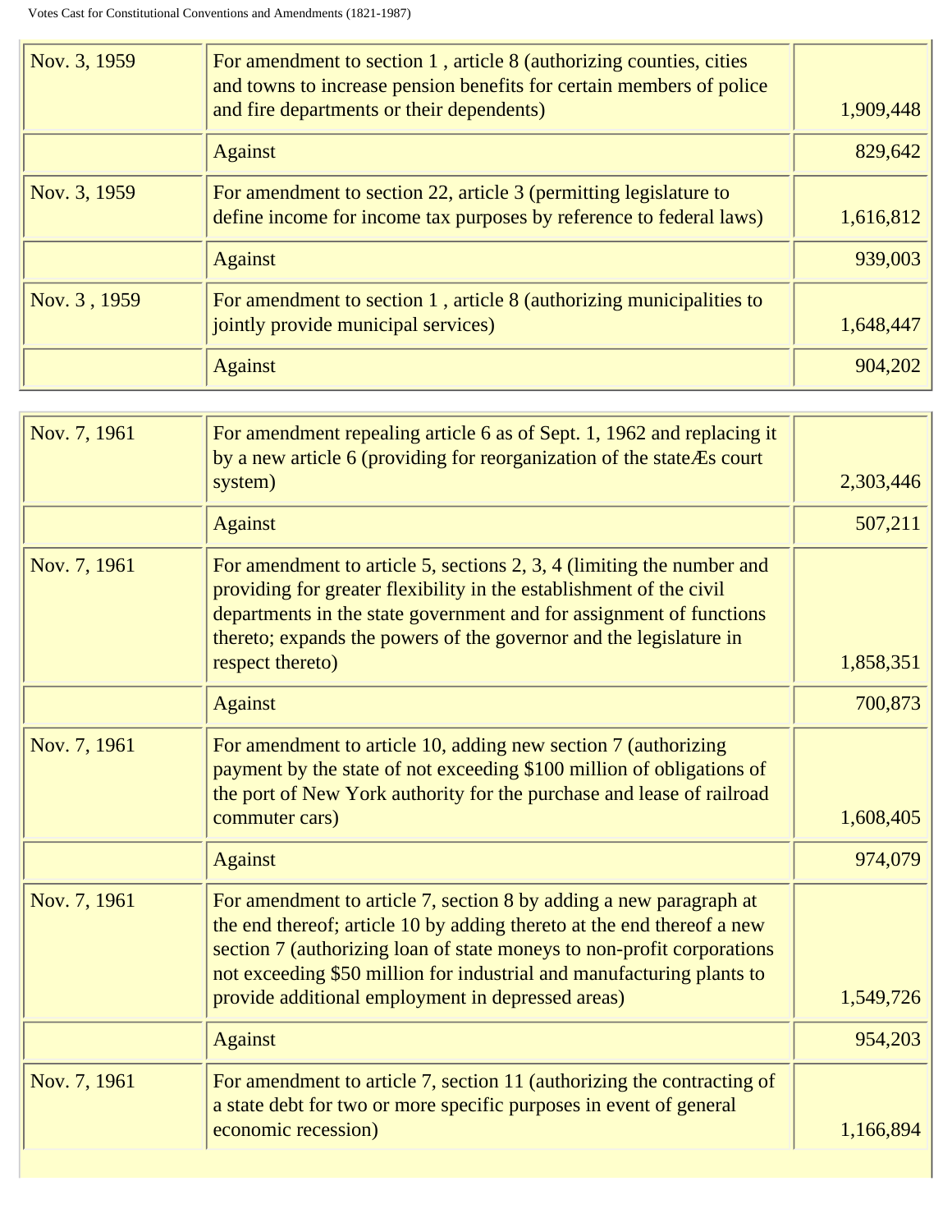| | | |
|---|---|---|
| Nov. 3, 1959 | For amendment to section 1 , article 8 (authorizing counties, cities and towns to increase pension benefits for certain members of police and fire departments or their dependents) | 1,909,448 |
| | Against | 829,642 |
| Nov. 3, 1959 | For amendment to section 22, article 3 (permitting legislature to define income for income tax purposes by reference to federal laws) | 1,616,812 |
| | Against | 939,003 |
| Nov. 3 , 1959 | For amendment to section 1 , article 8 (authorizing municipalities to jointly provide municipal services) | 1,648,447 |
| | Against | 904,202 |

| | | |
|---|---|---|
| Nov. 7, 1961 | For amendment repealing article 6 as of Sept. 1, 1962 and replacing it by a new article 6 (providing for reorganization of the stateÆs court system) | 2,303,446 |
| | Against | 507,211 |
| Nov. 7, 1961 | For amendment to article 5, sections 2, 3, 4 (limiting the number and providing for greater flexibility in the establishment of the civil departments in the state government and for assignment of functions thereto; expands the powers of the governor and the legislature in respect thereto) | 1,858,351 |
| | Against | 700,873 |
| Nov. 7, 1961 | For amendment to article 10, adding new section 7 (authorizing payment by the state of not exceeding $100 million of obligations of the port of New York authority for the purchase and lease of railroad commuter cars) | 1,608,405 |
| | Against | 974,079 |
| Nov. 7, 1961 | For amendment to article 7, section 8 by adding a new paragraph at the end thereof; article 10 by adding thereto at the end thereof a new section 7 (authorizing loan of state moneys to non-profit corporations not exceeding $50 million for industrial and manufacturing plants to provide additional employment in depressed areas) | 1,549,726 |
| | Against | 954,203 |
| Nov. 7, 1961 | For amendment to article 7, section 11 (authorizing the contracting of a state debt for two or more specific purposes in event of general economic recession) | 1,166,894 |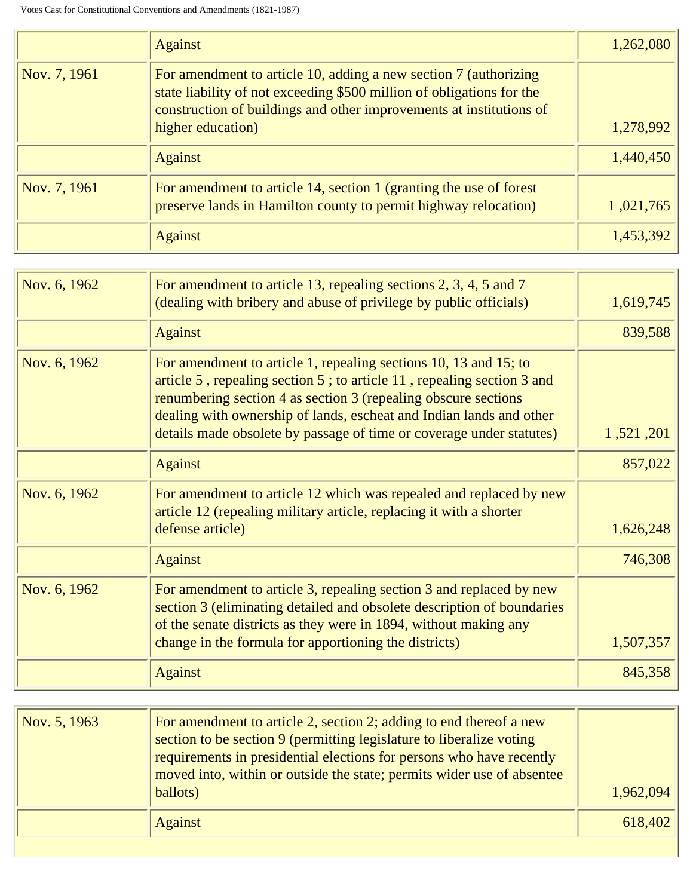| | | |
|---|---|---|
| | Against | 1,262,080 |
| Nov. 7, 1961 | For amendment to article 10, adding a new section 7 (authorizing state liability of not exceeding $500 million of obligations for the construction of buildings and other improvements at institutions of higher education) | 1,278,992 |
| | Against | 1,440,450 |
| Nov. 7, 1961 | For amendment to article 14, section 1 (granting the use of forest preserve lands in Hamilton county to permit highway relocation) | 1 ,021,765 |
| | Against | 1,453,392 |

| | | |
|---|---|---|
| Nov. 6, 1962 | For amendment to article 13, repealing sections 2, 3, 4, 5 and 7 (dealing with bribery and abuse of privilege by public officials) | 1,619,745 |
| | Against | 839,588 |
| Nov. 6, 1962 | For amendment to article 1, repealing sections 10, 13 and 15; to article 5 , repealing section 5 ; to article 11 , repealing section 3 and renumbering section 4 as section 3 (repealing obscure sections dealing with ownership of lands, escheat and Indian lands and other details made obsolete by passage of time or coverage under statutes) | 1 ,521 ,201 |
| | Against | 857,022 |
| Nov. 6, 1962 | For amendment to article 12 which was repealed and replaced by new article 12 (repealing military article, replacing it with a shorter defense article) | 1,626,248 |
| | Against | 746,308 |
| Nov. 6, 1962 | For amendment to article 3, repealing section 3 and replaced by new section 3 (eliminating detailed and obsolete description of boundaries of the senate districts as they were in 1894, without making any change in the formula for apportioning the districts) | 1,507,357 |
| | Against | 845,358 |

| | | |
|---|---|---|
| Nov. 5, 1963 | For amendment to article 2, section 2; adding to end thereof a new section to be section 9 (permitting legislature to liberalize voting requirements in presidential elections for persons who have recently moved into, within or outside the state; permits wider use of absentee ballots) | 1,962,094 |
| | Against | 618,402 |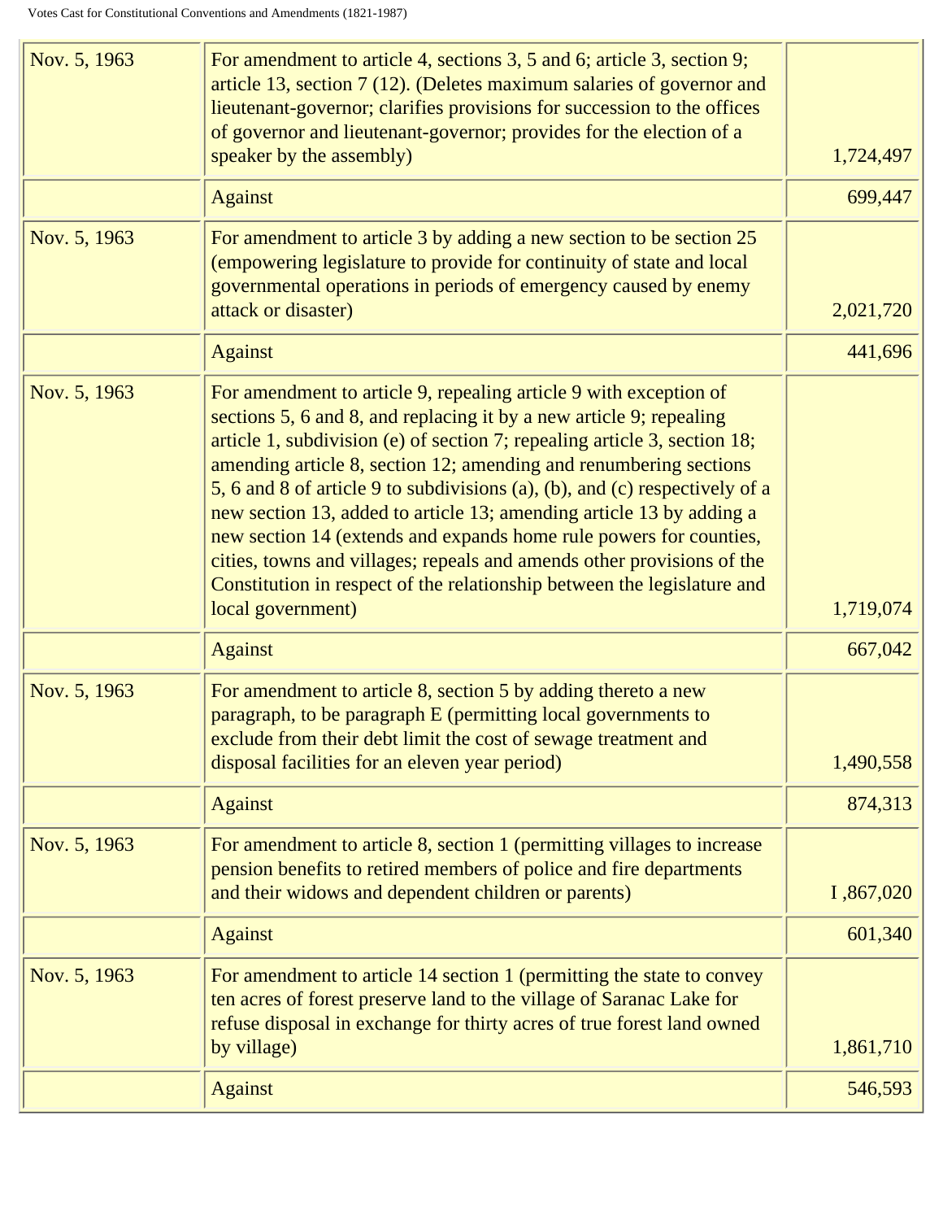| | | |
|---|---|---|
| Nov. 5, 1963 | For amendment to article 4, sections 3, 5 and 6; article 3, section 9; article 13, section 7 (12). (Deletes maximum salaries of governor and lieutenant-governor; clarifies provisions for succession to the offices of governor and lieutenant-governor; provides for the election of a speaker by the assembly) | 1,724,497 |
| | Against | 699,447 |
| Nov. 5, 1963 | For amendment to article 3 by adding a new section to be section 25 (empowering legislature to provide for continuity of state and local governmental operations in periods of emergency caused by enemy attack or disaster) | 2,021,720 |
| | Against | 441,696 |
| Nov. 5, 1963 | For amendment to article 9, repealing article 9 with exception of sections 5, 6 and 8, and replacing it by a new article 9; repealing article 1, subdivision (e) of section 7; repealing article 3, section 18; amending article 8, section 12; amending and renumbering sections 5, 6 and 8 of article 9 to subdivisions (a), (b), and (c) respectively of a new section 13, added to article 13; amending article 13 by adding a new section 14 (extends and expands home rule powers for counties, cities, towns and villages; repeals and amends other provisions of the Constitution in respect of the relationship between the legislature and local government) | 1,719,074 |
| | Against | 667,042 |
| Nov. 5, 1963 | For amendment to article 8, section 5 by adding thereto a new paragraph, to be paragraph E (permitting local governments to exclude from their debt limit the cost of sewage treatment and disposal facilities for an eleven year period) | 1,490,558 |
| | Against | 874,313 |
| Nov. 5, 1963 | For amendment to article 8, section 1 (permitting villages to increase pension benefits to retired members of police and fire departments and their widows and dependent children or parents) | I ,867,020 |
| | Against | 601,340 |
| Nov. 5, 1963 | For amendment to article 14 section 1 (permitting the state to convey ten acres of forest preserve land to the village of Saranac Lake for refuse disposal in exchange for thirty acres of true forest land owned by village) | 1,861,710 |
| | Against | 546,593 |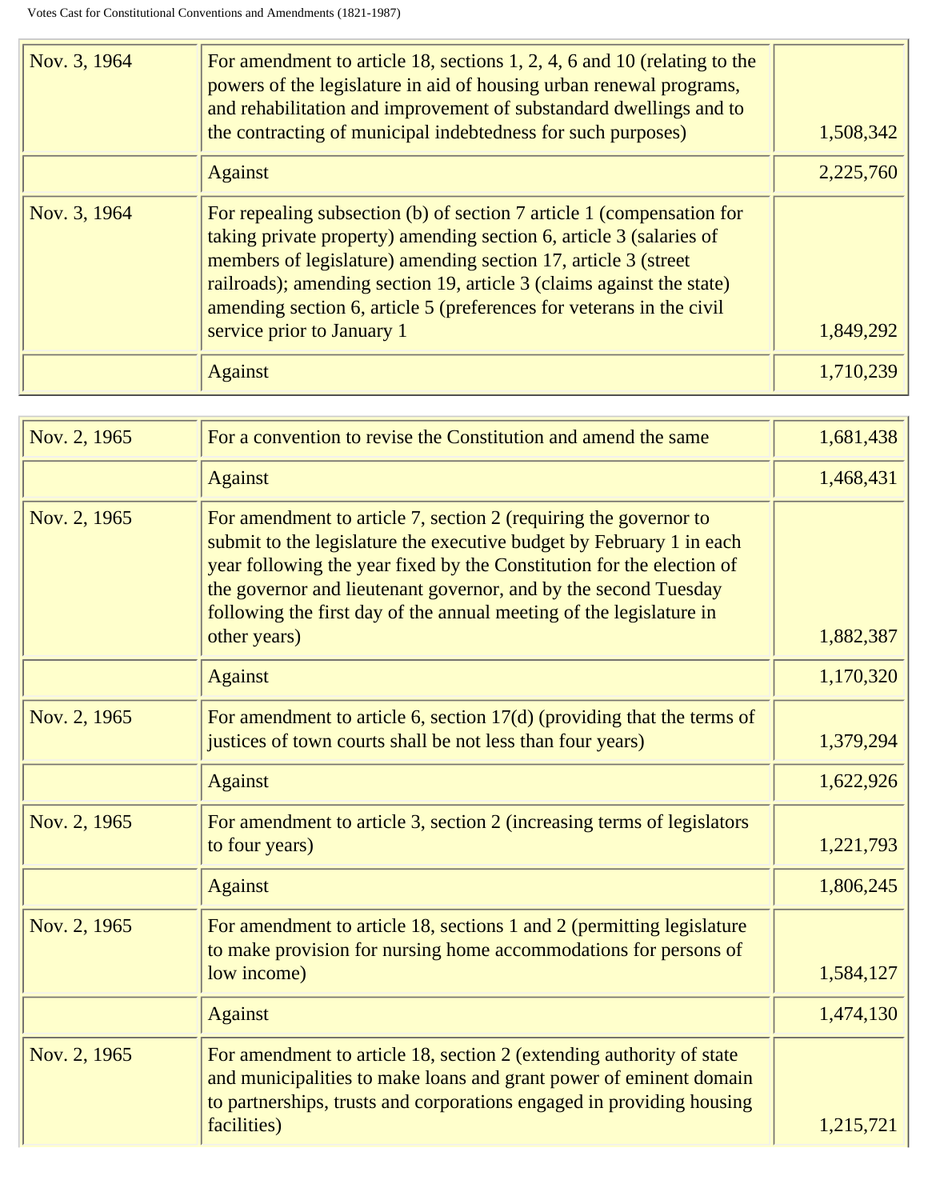| | | |
|---|---|---|
| Nov. 3, 1964 | For amendment to article 18, sections 1, 2, 4, 6 and 10 (relating to the powers of the legislature in aid of housing urban renewal programs, and rehabilitation and improvement of substandard dwellings and to the contracting of municipal indebtedness for such purposes) | 1,508,342 |
| | Against | 2,225,760 |
| Nov. 3, 1964 | For repealing subsection (b) of section 7 article 1 (compensation for taking private property) amending section 6, article 3 (salaries of members of legislature) amending section 17, article 3 (street railroads); amending section 19, article 3 (claims against the state) amending section 6, article 5 (preferences for veterans in the civil service prior to January 1 | 1,849,292 |
| | Against | 1,710,239 |

| | | |
|---|---|---|
| Nov. 2, 1965 | For a convention to revise the Constitution and amend the same | 1,681,438 |
| | Against | 1,468,431 |
| Nov. 2, 1965 | For amendment to article 7, section 2 (requiring the governor to submit to the legislature the executive budget by February 1 in each year following the year fixed by the Constitution for the election of the governor and lieutenant governor, and by the second Tuesday following the first day of the annual meeting of the legislature in other years) | 1,882,387 |
| | Against | 1,170,320 |
| Nov. 2, 1965 | For amendment to article 6, section 17(d) (providing that the terms of justices of town courts shall be not less than four years) | 1,379,294 |
| | Against | 1,622,926 |
| Nov. 2, 1965 | For amendment to article 3, section 2 (increasing terms of legislators to four years) | 1,221,793 |
| | Against | 1,806,245 |
| Nov. 2, 1965 | For amendment to article 18, sections 1 and 2 (permitting legislature to make provision for nursing home accommodations for persons of low income) | 1,584,127 |
| | Against | 1,474,130 |
| Nov. 2, 1965 | For amendment to article 18, section 2 (extending authority of state and municipalities to make loans and grant power of eminent domain to partnerships, trusts and corporations engaged in providing housing facilities) | 1,215,721 |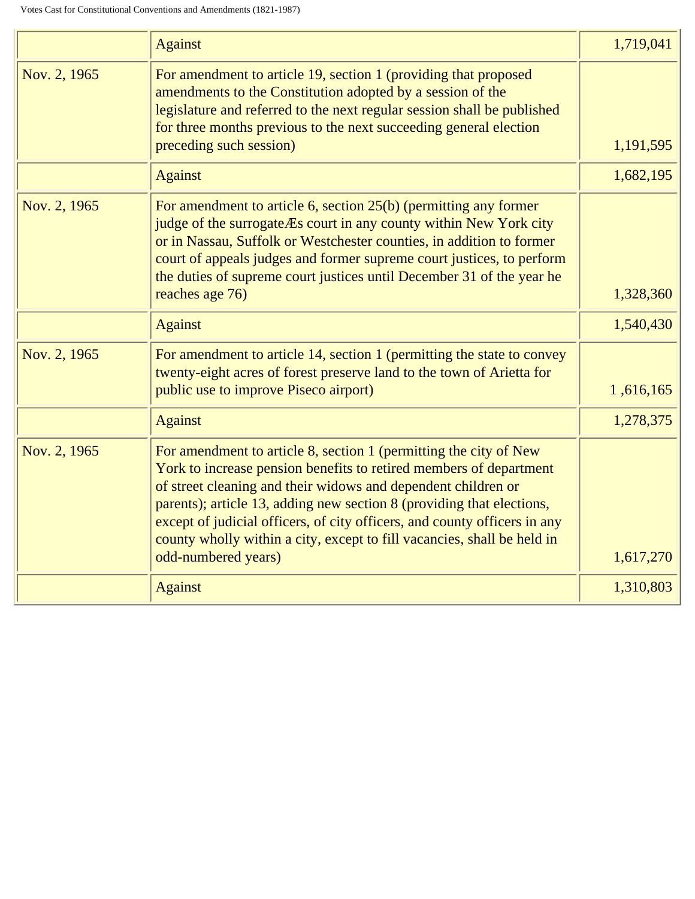| | | |
|---|---|---|
| | Against | 1,719,041 |
| Nov. 2, 1965 | For amendment to article 19, section 1 (providing that proposed amendments to the Constitution adopted by a session of the legislature and referred to the next regular session shall be published for three months previous to the next succeeding general election preceding such session) | 1,191,595 |
| | Against | 1,682,195 |
| Nov. 2, 1965 | For amendment to article 6, section 25(b) (permitting any former judge of the surrogateÆs court in any county within New York city or in Nassau, Suffolk or Westchester counties, in addition to former court of appeals judges and former supreme court justices, to perform the duties of supreme court justices until December 31 of the year he reaches age 76) | 1,328,360 |
| | Against | 1,540,430 |
| Nov. 2, 1965 | For amendment to article 14, section 1 (permitting the state to convey twenty-eight acres of forest preserve land to the town of Arietta for public use to improve Piseco airport) | 1 ,616,165 |
| | Against | 1,278,375 |
| Nov. 2, 1965 | For amendment to article 8, section 1 (permitting the city of New York to increase pension benefits to retired members of department of street cleaning and their widows and dependent children or parents); article 13, adding new section 8 (providing that elections, except of judicial officers, of city officers, and county officers in any county wholly within a city, except to fill vacancies, shall be held in odd-numbered years) | 1,617,270 |
| | Against | 1,310,803 |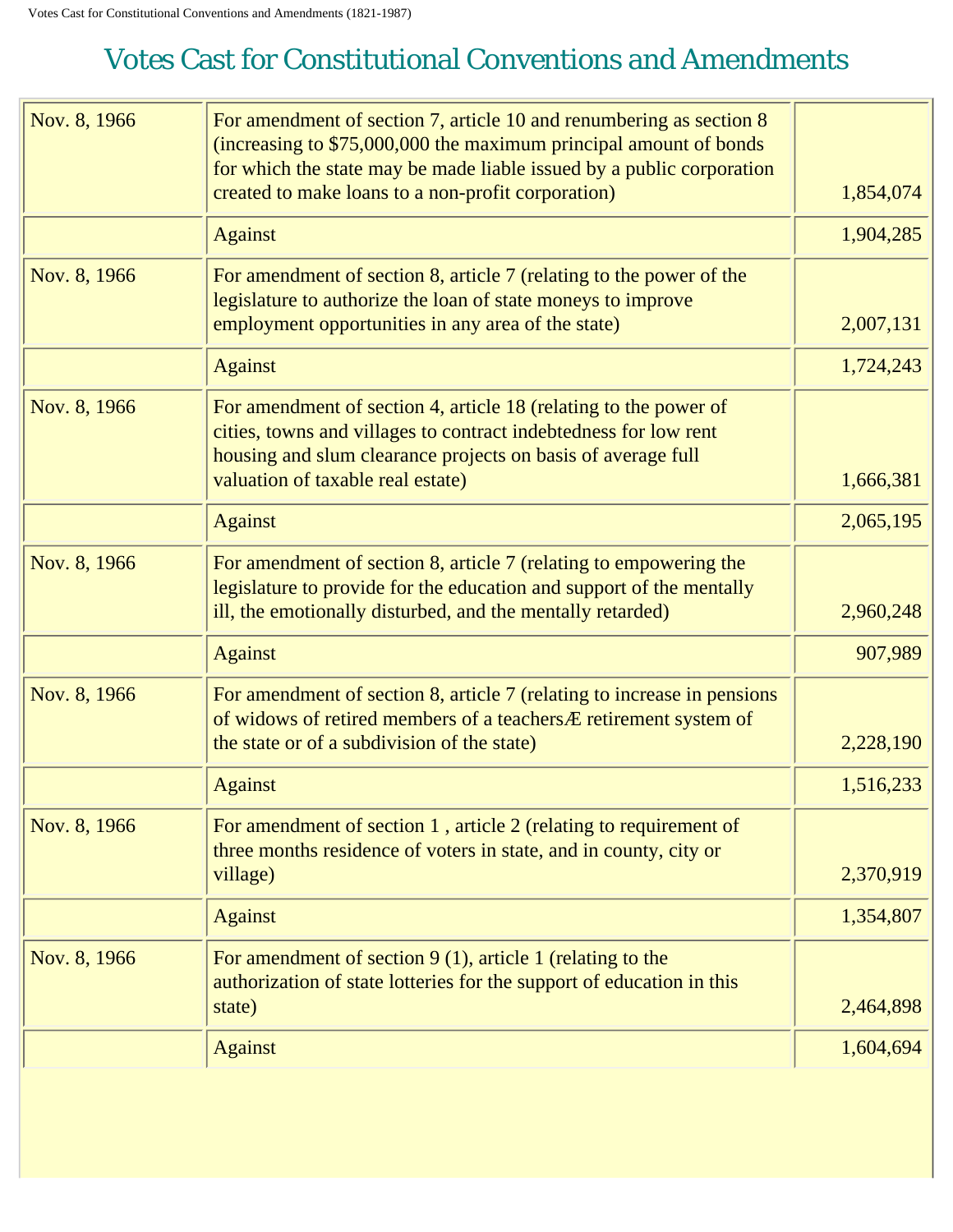# Votes Cast for Constitutional Conventions and Amendments

| | | |
|---|---|---|
| Nov. 8, 1966 | For amendment of section 7, article 10 and renumbering as section 8 (increasing to $75,000,000 the maximum principal amount of bonds for which the state may be made liable issued by a public corporation created to make loans to a non-profit corporation) | 1,854,074 |
| | Against | 1,904,285 |
| Nov. 8, 1966 | For amendment of section 8, article 7 (relating to the power of the legislature to authorize the loan of state moneys to improve employment opportunities in any area of the state) | 2,007,131 |
| | Against | 1,724,243 |
| Nov. 8, 1966 | For amendment of section 4, article 18 (relating to the power of cities, towns and villages to contract indebtedness for low rent housing and slum clearance projects on basis of average full valuation of taxable real estate) | 1,666,381 |
| | Against | 2,065,195 |
| Nov. 8, 1966 | For amendment of section 8, article 7 (relating to empowering the legislature to provide for the education and support of the mentally ill, the emotionally disturbed, and the mentally retarded) | 2,960,248 |
| | Against | 907,989 |
| Nov. 8, 1966 | For amendment of section 8, article 7 (relating to increase in pensions of widows of retired members of a teachersÆ retirement system of the state or of a subdivision of the state) | 2,228,190 |
| | Against | 1,516,233 |
| Nov. 8, 1966 | For amendment of section 1 , article 2 (relating to requirement of three months residence of voters in state, and in county, city or village) | 2,370,919 |
| | Against | 1,354,807 |
| Nov. 8, 1966 | For amendment of section 9 (1), article 1 (relating to the authorization of state lotteries for the support of education in this state) | 2,464,898 |
| | Against | 1,604,694 |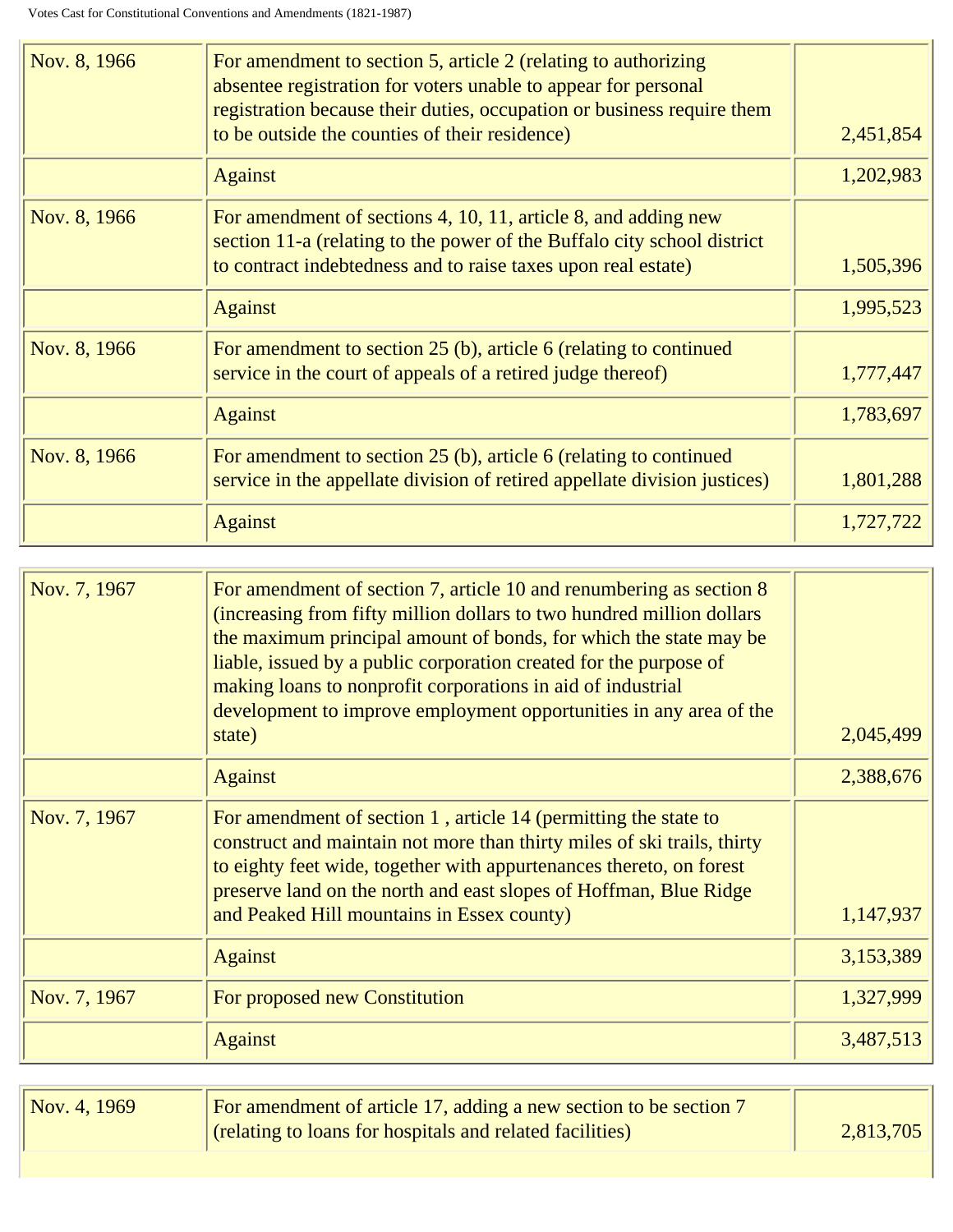| | | |
|---|---|---|
| Nov. 8, 1966 | For amendment to section 5, article 2 (relating to authorizing absentee registration for voters unable to appear for personal registration because their duties, occupation or business require them to be outside the counties of their residence) | 2,451,854 |
| | Against | 1,202,983 |
| Nov. 8, 1966 | For amendment of sections 4, 10, 11, article 8, and adding new section 11-a (relating to the power of the Buffalo city school district to contract indebtedness and to raise taxes upon real estate) | 1,505,396 |
| | Against | 1,995,523 |
| Nov. 8, 1966 | For amendment to section 25 (b), article 6 (relating to continued service in the court of appeals of a retired judge thereof) | 1,777,447 |
| | Against | 1,783,697 |
| Nov. 8, 1966 | For amendment to section 25 (b), article 6 (relating to continued service in the appellate division of retired appellate division justices) | 1,801,288 |
| | Against | 1,727,722 |

| | | |
|---|---|---|
| Nov. 7, 1967 | For amendment of section 7, article 10 and renumbering as section 8 (increasing from fifty million dollars to two hundred million dollars the maximum principal amount of bonds, for which the state may be liable, issued by a public corporation created for the purpose of making loans to nonprofit corporations in aid of industrial development to improve employment opportunities in any area of the state) | 2,045,499 |
| | Against | 2,388,676 |
| Nov. 7, 1967 | For amendment of section 1 , article 14 (permitting the state to construct and maintain not more than thirty miles of ski trails, thirty to eighty feet wide, together with appurtenances thereto, on forest preserve land on the north and east slopes of Hoffman, Blue Ridge and Peaked Hill mountains in Essex county) | 1,147,937 |
| | Against | 3,153,389 |
| Nov. 7, 1967 | For proposed new Constitution | 1,327,999 |
| | Against | 3,487,513 |

| | | |
|---|---|---|
| Nov. 4, 1969 | For amendment of article 17, adding a new section to be section 7 (relating to loans for hospitals and related facilities) | 2,813,705 |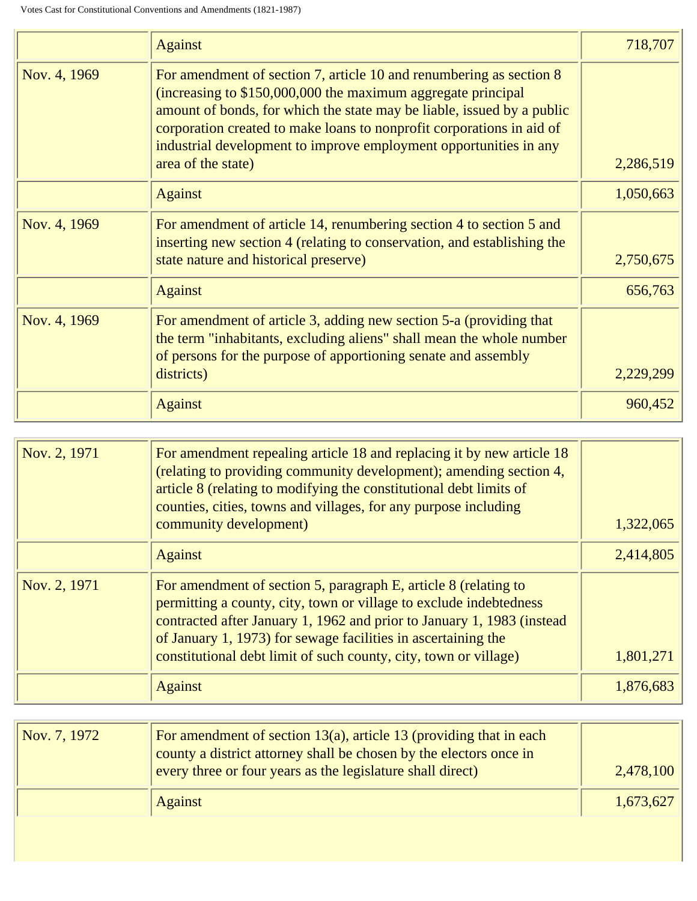| | | |
|---|---|---|
| | Against | 718,707 |
| Nov. 4, 1969 | For amendment of section 7, article 10 and renumbering as section 8 (increasing to $150,000,000 the maximum aggregate principal amount of bonds, for which the state may be liable, issued by a public corporation created to make loans to nonprofit corporations in aid of industrial development to improve employment opportunities in any area of the state) | 2,286,519 |
| | Against | 1,050,663 |
| Nov. 4, 1969 | For amendment of article 14, renumbering section 4 to section 5 and inserting new section 4 (relating to conservation, and establishing the state nature and historical preserve) | 2,750,675 |
| | Against | 656,763 |
| Nov. 4, 1969 | For amendment of article 3, adding new section 5-a (providing that the term "inhabitants, excluding aliens" shall mean the whole number of persons for the purpose of apportioning senate and assembly districts) | 2,229,299 |
| | Against | 960,452 |

| | | |
|---|---|---|
| Nov. 2, 1971 | For amendment repealing article 18 and replacing it by new article 18 (relating to providing community development); amending section 4, article 8 (relating to modifying the constitutional debt limits of counties, cities, towns and villages, for any purpose including community development) | 1,322,065 |
| | Against | 2,414,805 |
| Nov. 2, 1971 | For amendment of section 5, paragraph E, article 8 (relating to permitting a county, city, town or village to exclude indebtedness contracted after January 1, 1962 and prior to January 1, 1983 (instead of January 1, 1973) for sewage facilities in ascertaining the constitutional debt limit of such county, city, town or village) | 1,801,271 |
| | Against | 1,876,683 |

| | | |
|---|---|---|
| Nov. 7, 1972 | For amendment of section 13(a), article 13 (providing that in each county a district attorney shall be chosen by the electors once in every three or four years as the legislature shall direct) | 2,478,100 |
| | Against | 1,673,627 |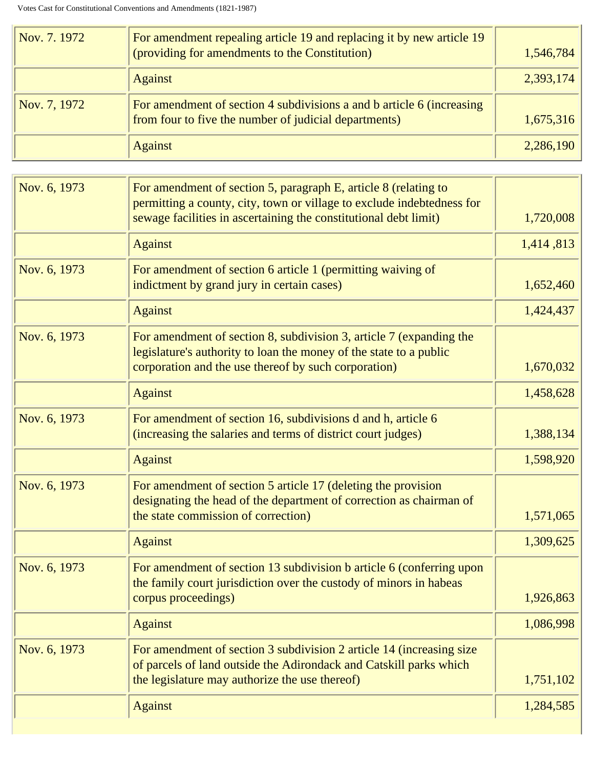| | | |
|---|---|---|
| Nov. 7. 1972 | For amendment repealing article 19 and replacing it by new article 19 (providing for amendments to the Constitution) | 1,546,784 |
| | Against | 2,393,174 |
| Nov. 7, 1972 | For amendment of section 4 subdivisions a and b article 6 (increasing from four to five the number of judicial departments) | 1,675,316 |
| | Against | 2,286,190 |

| | | |
|---|---|---|
| Nov. 6, 1973 | For amendment of section 5, paragraph E, article 8 (relating to permitting a county, city, town or village to exclude indebtedness for sewage facilities in ascertaining the constitutional debt limit) | 1,720,008 |
| | Against | 1,414 ,813 |
| Nov. 6, 1973 | For amendment of section 6 article 1 (permitting waiving of indictment by grand jury in certain cases) | 1,652,460 |
| | Against | 1,424,437 |
| Nov. 6, 1973 | For amendment of section 8, subdivision 3, article 7 (expanding the legislature's authority to loan the money of the state to a public corporation and the use thereof by such corporation) | 1,670,032 |
| | Against | 1,458,628 |
| Nov. 6, 1973 | For amendment of section 16, subdivisions d and h, article 6 (increasing the salaries and terms of district court judges) | 1,388,134 |
| | Against | 1,598,920 |
| Nov. 6, 1973 | For amendment of section 5 article 17 (deleting the provision designating the head of the department of correction as chairman of the state commission of correction) | 1,571,065 |
| | Against | 1,309,625 |
| Nov. 6, 1973 | For amendment of section 13 subdivision b article 6 (conferring upon the family court jurisdiction over the custody of minors in habeas corpus proceedings) | 1,926,863 |
| | Against | 1,086,998 |
| Nov. 6, 1973 | For amendment of section 3 subdivision 2 article 14 (increasing size of parcels of land outside the Adirondack and Catskill parks which the legislature may authorize the use thereof) | 1,751,102 |
| | Against | 1,284,585 |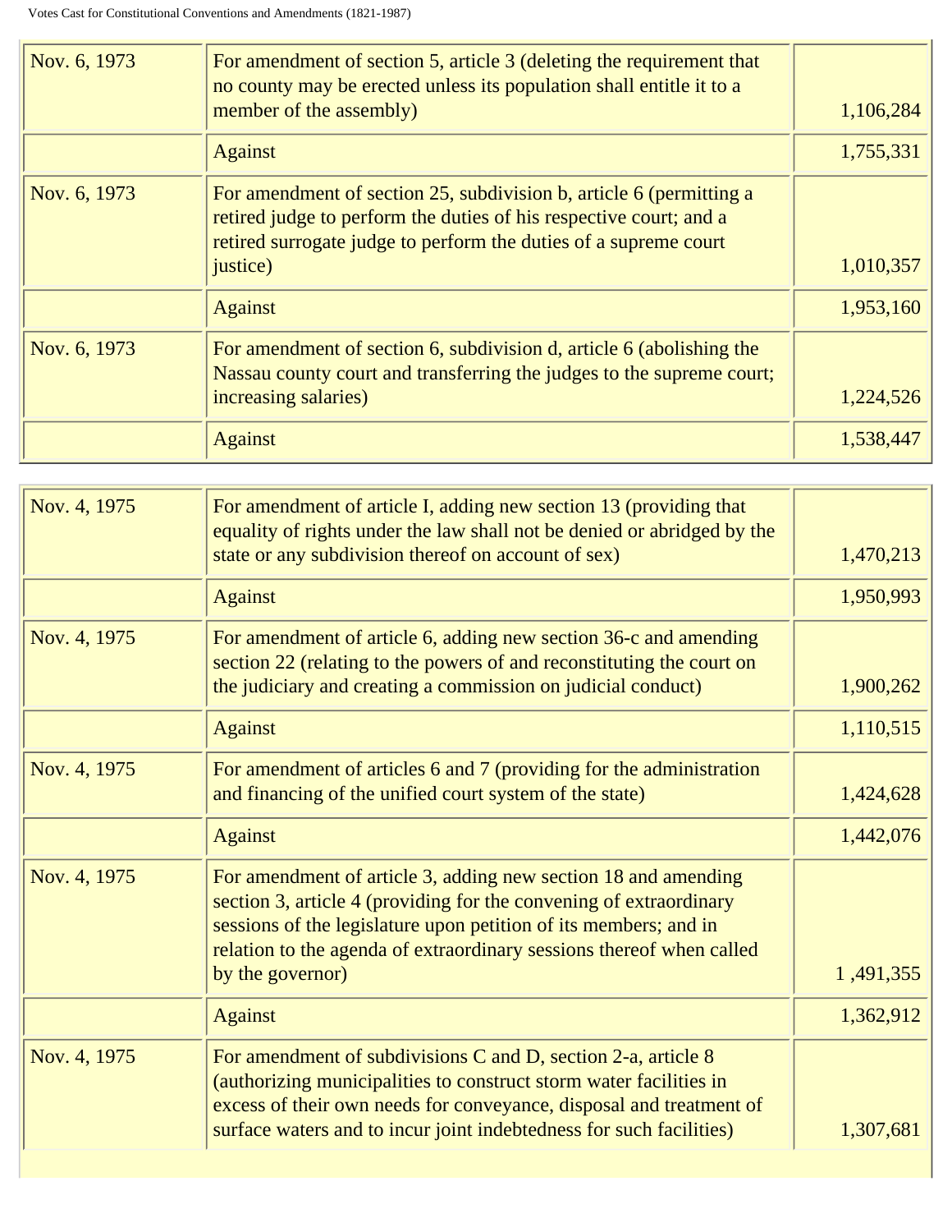| | | |
|---|---|---|
| Nov. 6, 1973 | For amendment of section 5, article 3 (deleting the requirement that no county may be erected unless its population shall entitle it to a member of the assembly) | 1,106,284 |
| | Against | 1,755,331 |
| Nov. 6, 1973 | For amendment of section 25, subdivision b, article 6 (permitting a retired judge to perform the duties of his respective court; and a retired surrogate judge to perform the duties of a supreme court justice) | 1,010,357 |
| | Against | 1,953,160 |
| Nov. 6, 1973 | For amendment of section 6, subdivision d, article 6 (abolishing the Nassau county court and transferring the judges to the supreme court; increasing salaries) | 1,224,526 |
| | Against | 1,538,447 |

| | | |
|---|---|---|
| Nov. 4, 1975 | For amendment of article I, adding new section 13 (providing that equality of rights under the law shall not be denied or abridged by the state or any subdivision thereof on account of sex) | 1,470,213 |
| | Against | 1,950,993 |
| Nov. 4, 1975 | For amendment of article 6, adding new section 36-c and amending section 22 (relating to the powers of and reconstituting the court on the judiciary and creating a commission on judicial conduct) | 1,900,262 |
| | Against | 1,110,515 |
| Nov. 4, 1975 | For amendment of articles 6 and 7 (providing for the administration and financing of the unified court system of the state) | 1,424,628 |
| | Against | 1,442,076 |
| Nov. 4, 1975 | For amendment of article 3, adding new section 18 and amending section 3, article 4 (providing for the convening of extraordinary sessions of the legislature upon petition of its members; and in relation to the agenda of extraordinary sessions thereof when called by the governor) | 1 ,491,355 |
| | Against | 1,362,912 |
| Nov. 4, 1975 | For amendment of subdivisions C and D, section 2-a, article 8 (authorizing municipalities to construct storm water facilities in excess of their own needs for conveyance, disposal and treatment of surface waters and to incur joint indebtedness for such facilities) | 1,307,681 |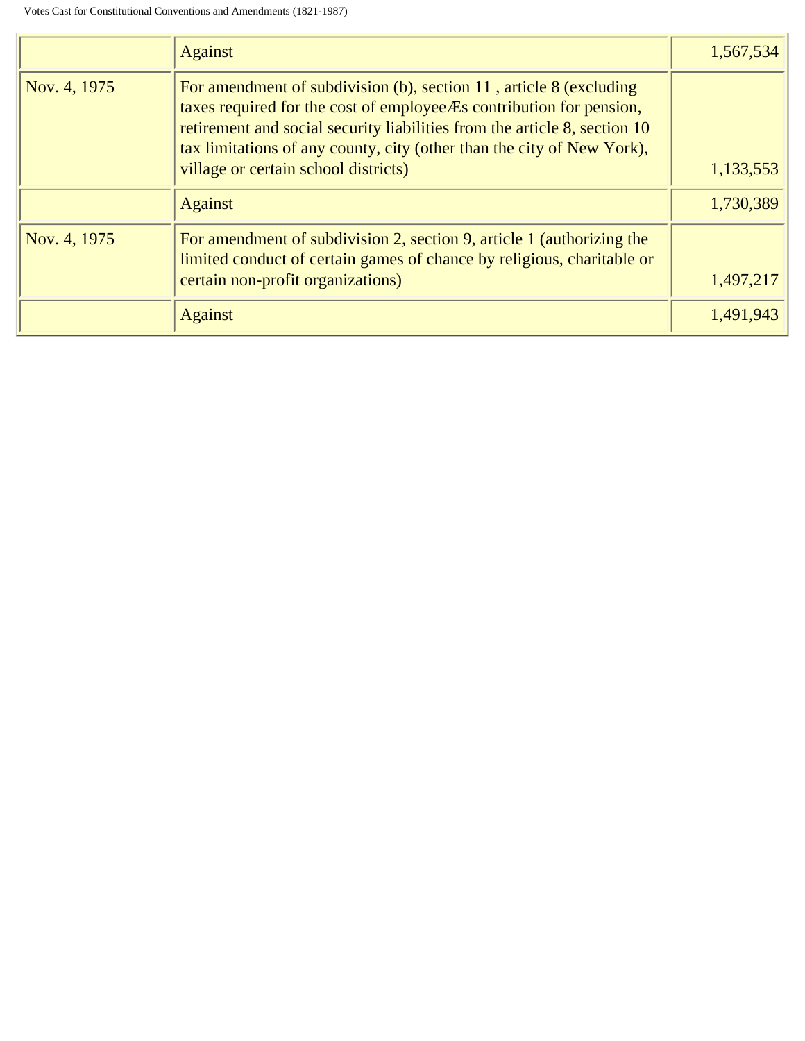| | | |
|---|---|---|
| | Against | 1,567,534 |
| Nov. 4, 1975 | For amendment of subdivision (b), section 11 , article 8 (excluding taxes required for the cost of employeeÆs contribution for pension, retirement and social security liabilities from the article 8, section 10 tax limitations of any county, city (other than the city of New York), village or certain school districts) | 1,133,553 |
| | Against | 1,730,389 |
| Nov. 4, 1975 | For amendment of subdivision 2, section 9, article 1 (authorizing the limited conduct of certain games of chance by religious, charitable or certain non-profit organizations) | 1,497,217 |
| | Against | 1,491,943 |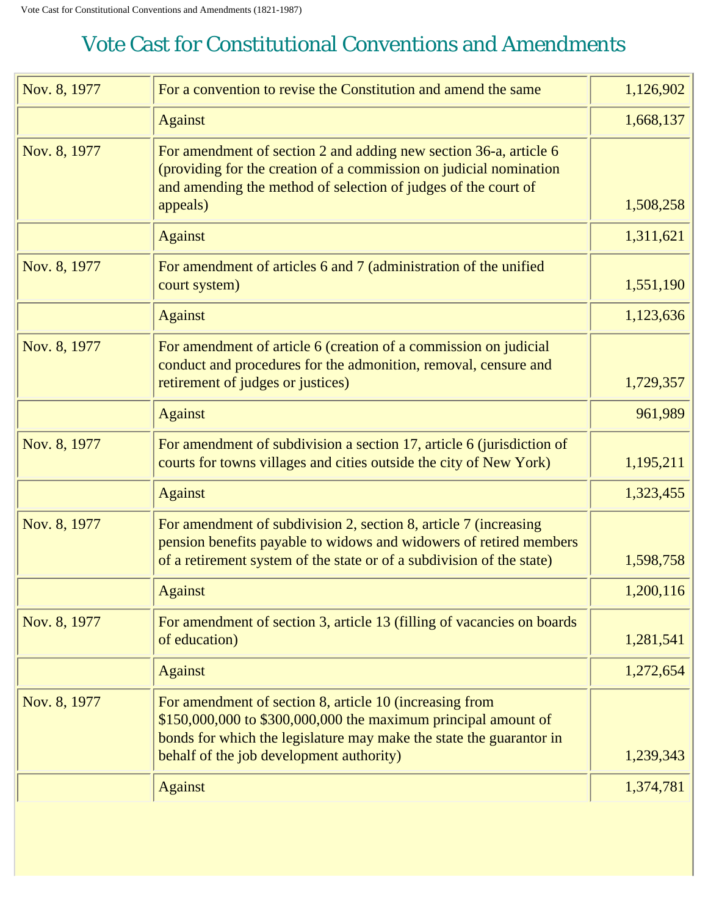# Vote Cast for Constitutional Conventions and Amendments

| | | |
|---|---|---|
| Nov. 8, 1977 | For a convention to revise the Constitution and amend the same | 1,126,902 |
| | Against | 1,668,137 |
| Nov. 8, 1977 | For amendment of section 2 and adding new section 36-a, article 6 (providing for the creation of a commission on judicial nomination and amending the method of selection of judges of the court of appeals) | 1,508,258 |
| | Against | 1,311,621 |
| Nov. 8, 1977 | For amendment of articles 6 and 7 (administration of the unified court system) | 1,551,190 |
| | Against | 1,123,636 |
| Nov. 8, 1977 | For amendment of article 6 (creation of a commission on judicial conduct and procedures for the admonition, removal, censure and retirement of judges or justices) | 1,729,357 |
| | Against | 961,989 |
| Nov. 8, 1977 | For amendment of subdivision a section 17, article 6 (jurisdiction of courts for towns villages and cities outside the city of New York) | 1,195,211 |
| | Against | 1,323,455 |
| Nov. 8, 1977 | For amendment of subdivision 2, section 8, article 7 (increasing pension benefits payable to widows and widowers of retired members of a retirement system of the state or of a subdivision of the state) | 1,598,758 |
| | Against | 1,200,116 |
| Nov. 8, 1977 | For amendment of section 3, article 13 (filling of vacancies on boards of education) | 1,281,541 |
| | Against | 1,272,654 |
| Nov. 8, 1977 | For amendment of section 8, article 10 (increasing from $150,000,000 to $300,000,000 the maximum principal amount of bonds for which the legislature may make the state the guarantor in behalf of the job development authority) | 1,239,343 |
| | Against | 1,374,781 |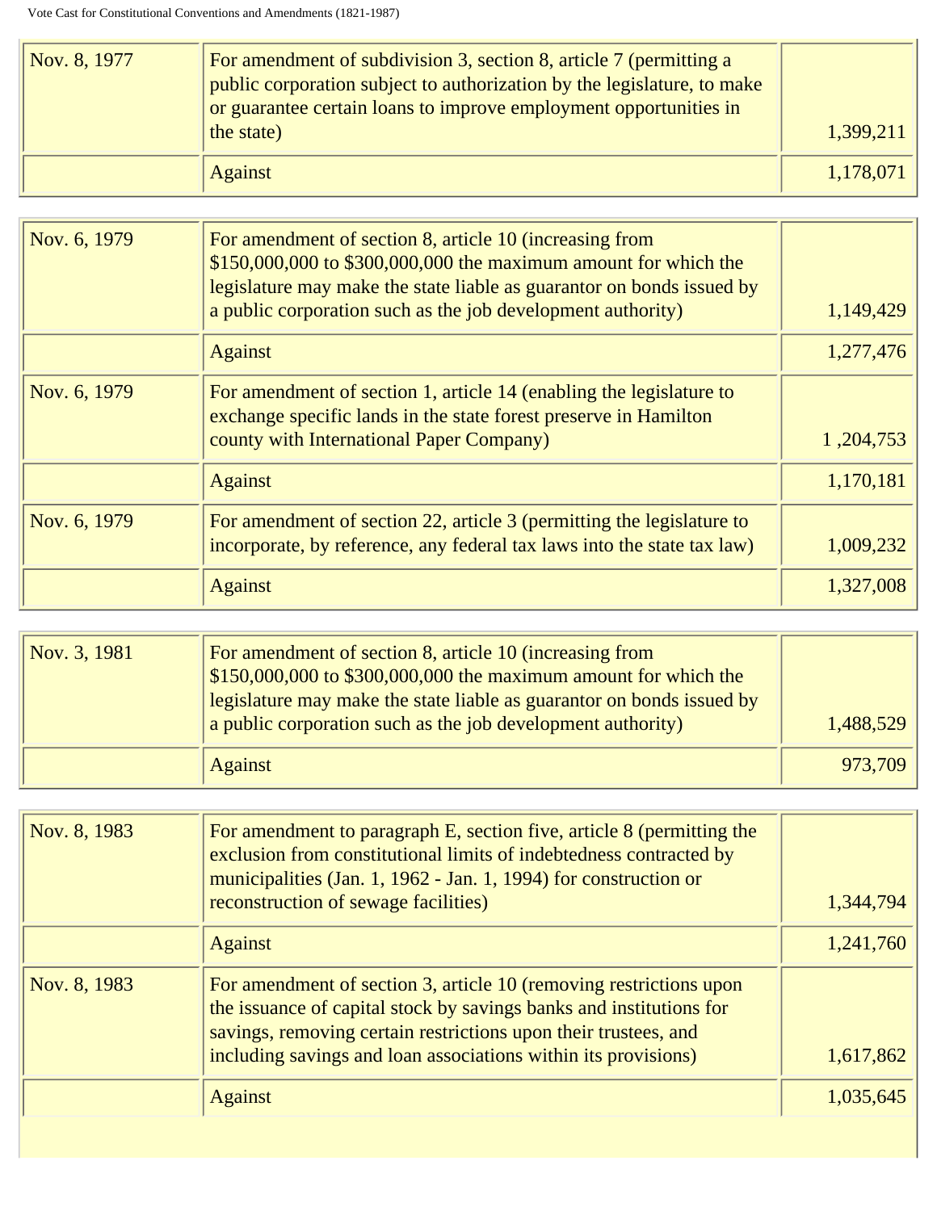| | | |
|---|---|---|
| Nov. 8, 1977 | For amendment of subdivision 3, section 8, article 7 (permitting a public corporation subject to authorization by the legislature, to make or guarantee certain loans to improve employment opportunities in the state) | 1,399,211 |
| | Against | 1,178,071 |

| | | |
|---|---|---|
| Nov. 6, 1979 | For amendment of section 8, article 10 (increasing from $150,000,000 to $300,000,000 the maximum amount for which the legislature may make the state liable as guarantor on bonds issued by a public corporation such as the job development authority) | 1,149,429 |
| | Against | 1,277,476 |
| Nov. 6, 1979 | For amendment of section 1, article 14 (enabling the legislature to exchange specific lands in the state forest preserve in Hamilton county with International Paper Company) | 1 ,204,753 |
| | Against | 1,170,181 |
| Nov. 6, 1979 | For amendment of section 22, article 3 (permitting the legislature to incorporate, by reference, any federal tax laws into the state tax law) | 1,009,232 |
| | Against | 1,327,008 |

| | | |
|---|---|---|
| Nov. 3, 1981 | For amendment of section 8, article 10 (increasing from $150,000,000 to $300,000,000 the maximum amount for which the legislature may make the state liable as guarantor on bonds issued by a public corporation such as the job development authority) | 1,488,529 |
| | Against | 973,709 |

| | | |
|---|---|---|
| Nov. 8, 1983 | For amendment to paragraph E, section five, article 8 (permitting the exclusion from constitutional limits of indebtedness contracted by municipalities (Jan. 1, 1962 - Jan. 1, 1994) for construction or reconstruction of sewage facilities) | 1,344,794 |
| | Against | 1,241,760 |
| Nov. 8, 1983 | For amendment of section 3, article 10 (removing restrictions upon the issuance of capital stock by savings banks and institutions for savings, removing certain restrictions upon their trustees, and including savings and loan associations within its provisions) | 1,617,862 |
| | Against | 1,035,645 |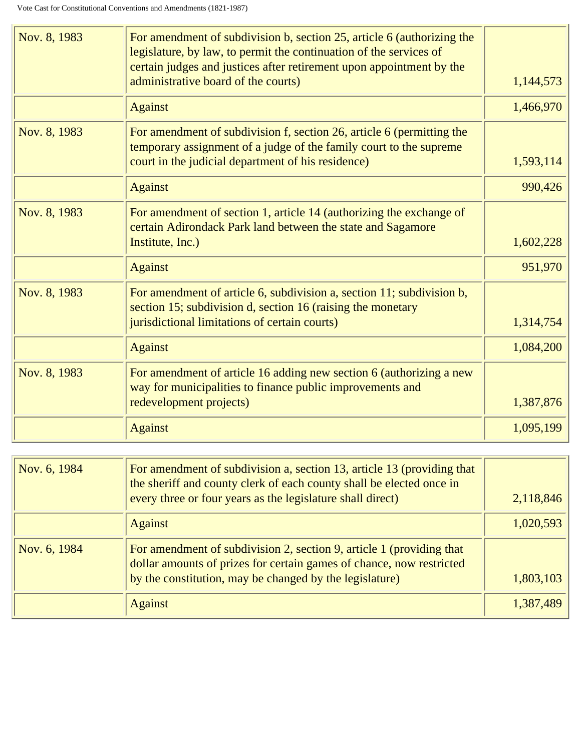| | | |
|---|---|---|
| Nov. 8, 1983 | For amendment of subdivision b, section 25, article 6 (authorizing the legislature, by law, to permit the continuation of the services of certain judges and justices after retirement upon appointment by the administrative board of the courts) | 1,144,573 |
| | Against | 1,466,970 |
| Nov. 8, 1983 | For amendment of subdivision f, section 26, article 6 (permitting the temporary assignment of a judge of the family court to the supreme court in the judicial department of his residence) | 1,593,114 |
| | Against | 990,426 |
| Nov. 8, 1983 | For amendment of section 1, article 14 (authorizing the exchange of certain Adirondack Park land between the state and Sagamore Institute, Inc.) | 1,602,228 |
| | Against | 951,970 |
| Nov. 8, 1983 | For amendment of article 6, subdivision a, section 11; subdivision b, section 15; subdivision d, section 16 (raising the monetary jurisdictional limitations of certain courts) | 1,314,754 |
| | Against | 1,084,200 |
| Nov. 8, 1983 | For amendment of article 16 adding new section 6 (authorizing a new way for municipalities to finance public improvements and redevelopment projects) | 1,387,876 |
| | Against | 1,095,199 |

| | | |
|---|---|---|
| Nov. 6, 1984 | For amendment of subdivision a, section 13, article 13 (providing that the sheriff and county clerk of each county shall be elected once in every three or four years as the legislature shall direct) | 2,118,846 |
| | Against | 1,020,593 |
| Nov. 6, 1984 | For amendment of subdivision 2, section 9, article 1 (providing that dollar amounts of prizes for certain games of chance, now restricted by the constitution, may be changed by the legislature) | 1,803,103 |
| | Against | 1,387,489 |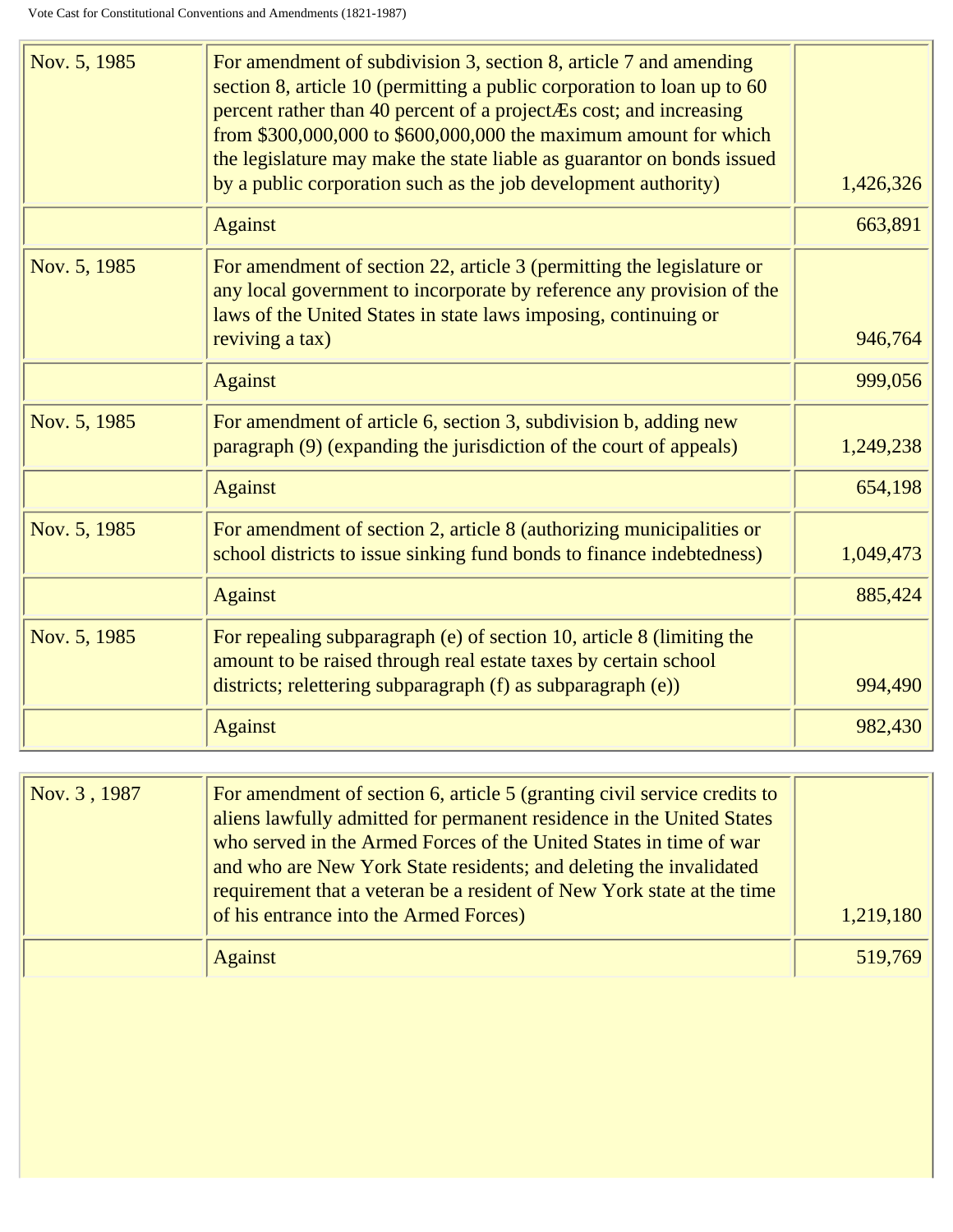| | | |
|---|---|---|
| Nov. 5, 1985 | For amendment of subdivision 3, section 8, article 7 and amending section 8, article 10 (permitting a public corporation to loan up to 60 percent rather than 40 percent of a projectÆs cost; and increasing from $300,000,000 to $600,000,000 the maximum amount for which the legislature may make the state liable as guarantor on bonds issued by a public corporation such as the job development authority) | 1,426,326 |
| | Against | 663,891 |
| Nov. 5, 1985 | For amendment of section 22, article 3 (permitting the legislature or any local government to incorporate by reference any provision of the laws of the United States in state laws imposing, continuing or reviving a tax) | 946,764 |
| | Against | 999,056 |
| Nov. 5, 1985 | For amendment of article 6, section 3, subdivision b, adding new paragraph (9) (expanding the jurisdiction of the court of appeals) | 1,249,238 |
| | Against | 654,198 |
| Nov. 5, 1985 | For amendment of section 2, article 8 (authorizing municipalities or school districts to issue sinking fund bonds to finance indebtedness) | 1,049,473 |
| | Against | 885,424 |
| Nov. 5, 1985 | For repealing subparagraph (e) of section 10, article 8 (limiting the amount to be raised through real estate taxes by certain school districts; relettering subparagraph (f) as subparagraph (e)) | 994,490 |
| | Against | 982,430 |

| | | |
|---|---|---|
| Nov. 3 , 1987 | For amendment of section 6, article 5 (granting civil service credits to aliens lawfully admitted for permanent residence in the United States who served in the Armed Forces of the United States in time of war and who are New York State residents; and deleting the invalidated requirement that a veteran be a resident of New York state at the time of his entrance into the Armed Forces) | 1,219,180 |
| | Against | 519,769 |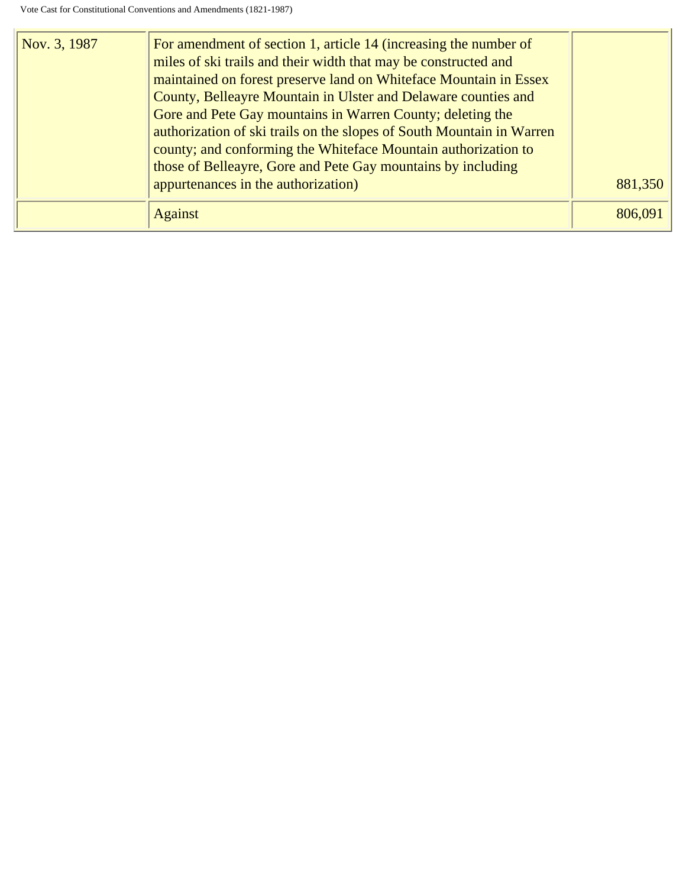| | | |
|---|---|---|
| Nov. 3, 1987 | For amendment of section 1, article 14 (increasing the number of miles of ski trails and their width that may be constructed and maintained on forest preserve land on Whiteface Mountain in Essex County, Belleayre Mountain in Ulster and Delaware counties and Gore and Pete Gay mountains in Warren County; deleting the authorization of ski trails on the slopes of South Mountain in Warren county; and conforming the Whiteface Mountain authorization to those of Belleayre, Gore and Pete Gay mountains by including appurtenances in the authorization) | 881,350 |
| | Against | 806,091 |